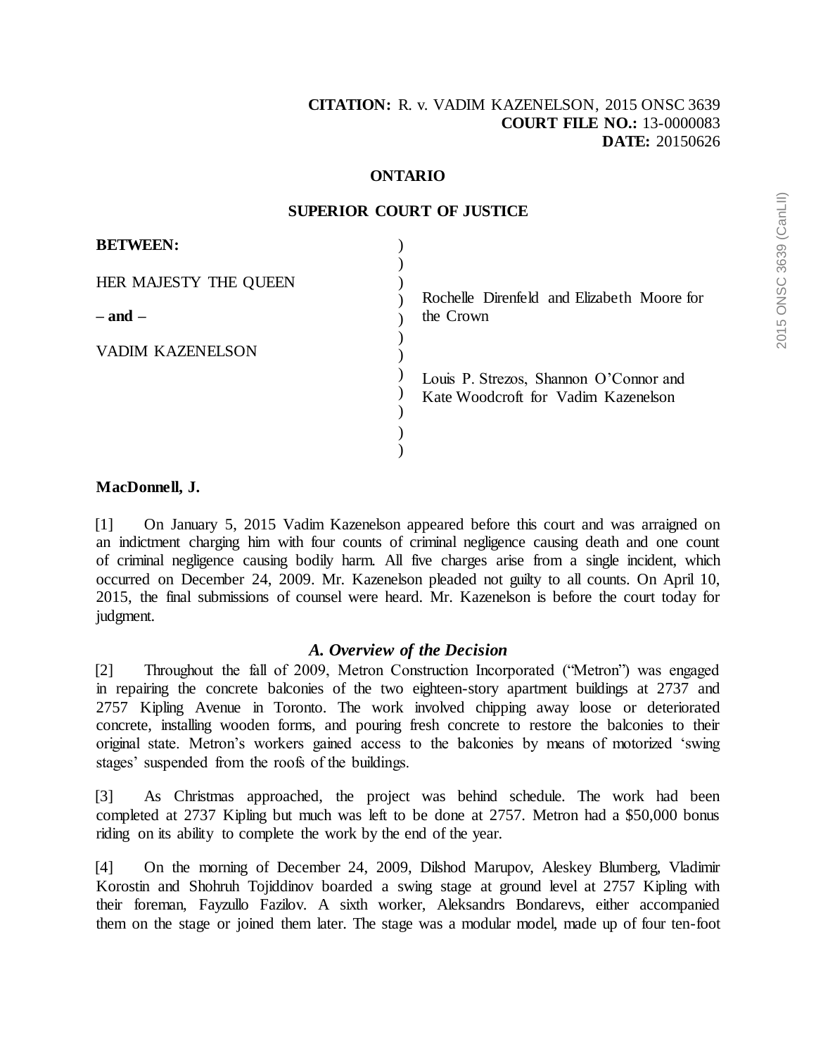**CITATION:** R. v. VADIM KAZENELSON, 2015 ONSC 3639
**COURT FILE NO.:** 13-0000083
**DATE:** 20150626

**ONTARIO**

**SUPERIOR COURT OF JUSTICE**

| | |
|---|---|
| **BETWEEN:** | |
| HER MAJESTY THE QUEEN | Rochelle Direnfeld and Elizabeth Moore for the Crown |
| **– and –** | |
| VADIM KAZENELSON | Louis P. Strezos, Shannon O'Connor and Kate Woodcroft for Vadim Kazenelson |

**MacDonnell, J.**

[1] On January 5, 2015 Vadim Kazenelson appeared before this court and was arraigned on an indictment charging him with four counts of criminal negligence causing death and one count of criminal negligence causing bodily harm. All five charges arise from a single incident, which occurred on December 24, 2009. Mr. Kazenelson pleaded not guilty to all counts. On April 10, 2015, the final submissions of counsel were heard. Mr. Kazenelson is before the court today for judgment.

### *A. Overview of the Decision*

[2] Throughout the fall of 2009, Metron Construction Incorporated ("Metron") was engaged in repairing the concrete balconies of the two eighteen-story apartment buildings at 2737 and 2757 Kipling Avenue in Toronto. The work involved chipping away loose or deteriorated concrete, installing wooden forms, and pouring fresh concrete to restore the balconies to their original state. Metron's workers gained access to the balconies by means of motorized 'swing stages' suspended from the roofs of the buildings.

[3] As Christmas approached, the project was behind schedule. The work had been completed at 2737 Kipling but much was left to be done at 2757. Metron had a $50,000 bonus riding on its ability to complete the work by the end of the year.

[4] On the morning of December 24, 2009, Dilshod Marupov, Aleskey Blumberg, Vladimir Korostin and Shohruh Tojiddinov boarded a swing stage at ground level at 2757 Kipling with their foreman, Fayzullo Fazilov. A sixth worker, Aleksandrs Bondarevs, either accompanied them on the stage or joined them later. The stage was a modular model, made up of four ten-foot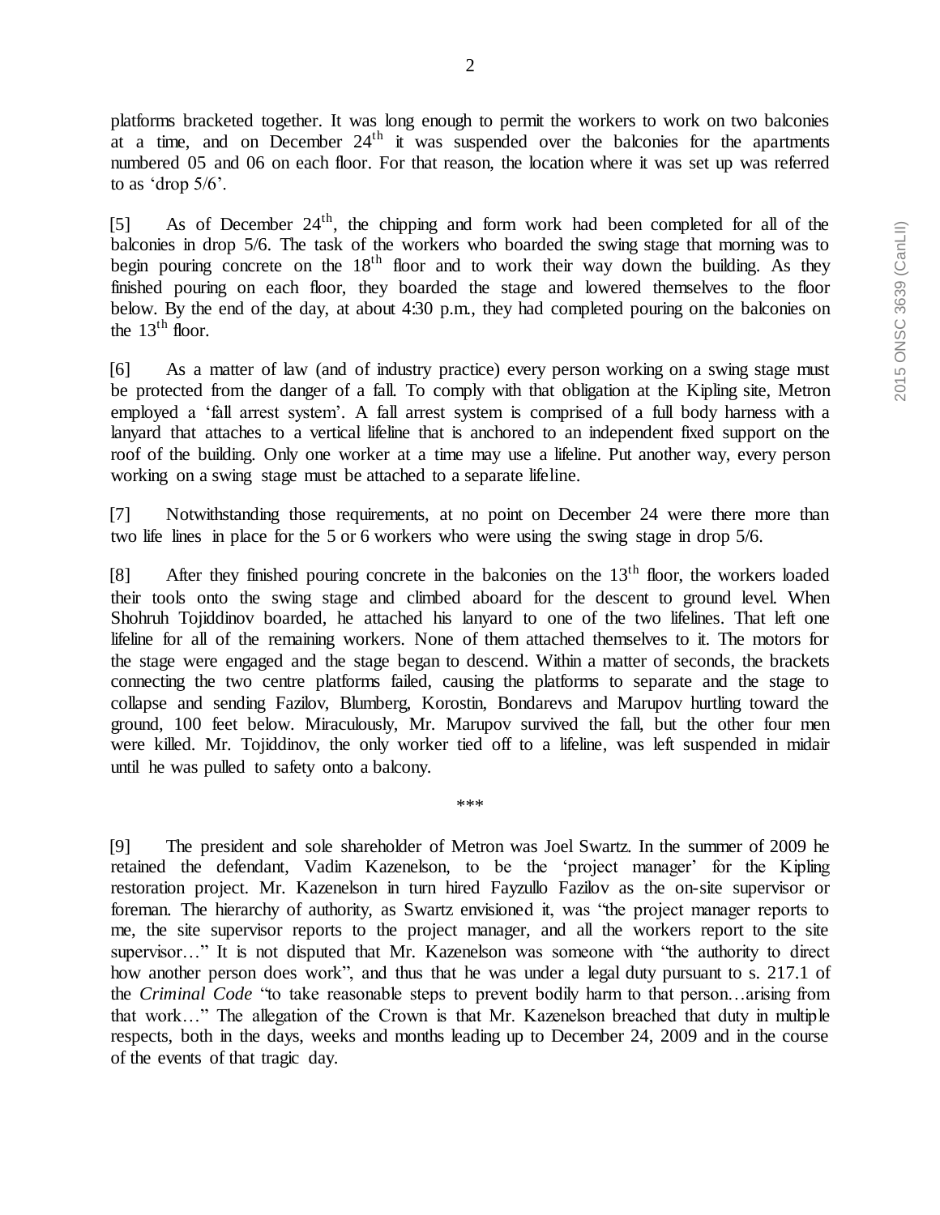platforms bracketed together. It was long enough to permit the workers to work on two balconies at a time, and on December 24th it was suspended over the balconies for the apartments numbered 05 and 06 on each floor. For that reason, the location where it was set up was referred to as 'drop 5/6'.

[5] As of December 24th, the chipping and form work had been completed for all of the balconies in drop 5/6. The task of the workers who boarded the swing stage that morning was to begin pouring concrete on the 18th floor and to work their way down the building. As they finished pouring on each floor, they boarded the stage and lowered themselves to the floor below. By the end of the day, at about 4:30 p.m., they had completed pouring on the balconies on the 13th floor.

[6] As a matter of law (and of industry practice) every person working on a swing stage must be protected from the danger of a fall. To comply with that obligation at the Kipling site, Metron employed a 'fall arrest system'. A fall arrest system is comprised of a full body harness with a lanyard that attaches to a vertical lifeline that is anchored to an independent fixed support on the roof of the building. Only one worker at a time may use a lifeline. Put another way, every person working on a swing stage must be attached to a separate lifeline.

[7] Notwithstanding those requirements, at no point on December 24 were there more than two life lines in place for the 5 or 6 workers who were using the swing stage in drop 5/6.

[8] After they finished pouring concrete in the balconies on the 13th floor, the workers loaded their tools onto the swing stage and climbed aboard for the descent to ground level. When Shohruh Tojiddinov boarded, he attached his lanyard to one of the two lifelines. That left one lifeline for all of the remaining workers. None of them attached themselves to it. The motors for the stage were engaged and the stage began to descend. Within a matter of seconds, the brackets connecting the two centre platforms failed, causing the platforms to separate and the stage to collapse and sending Fazilov, Blumberg, Korostin, Bondarevs and Marupov hurtling toward the ground, 100 feet below. Miraculously, Mr. Marupov survived the fall, but the other four men were killed. Mr. Tojiddinov, the only worker tied off to a lifeline, was left suspended in midair until he was pulled to safety onto a balcony.

\*\*\*

[9] The president and sole shareholder of Metron was Joel Swartz. In the summer of 2009 he retained the defendant, Vadim Kazenelson, to be the 'project manager' for the Kipling restoration project. Mr. Kazenelson in turn hired Fayzullo Fazilov as the on-site supervisor or foreman. The hierarchy of authority, as Swartz envisioned it, was "the project manager reports to me, the site supervisor reports to the project manager, and all the workers report to the site supervisor…" It is not disputed that Mr. Kazenelson was someone with "the authority to direct how another person does work", and thus that he was under a legal duty pursuant to s. 217.1 of the *Criminal Code* "to take reasonable steps to prevent bodily harm to that person…arising from that work…" The allegation of the Crown is that Mr. Kazenelson breached that duty in multiple respects, both in the days, weeks and months leading up to December 24, 2009 and in the course of the events of that tragic day.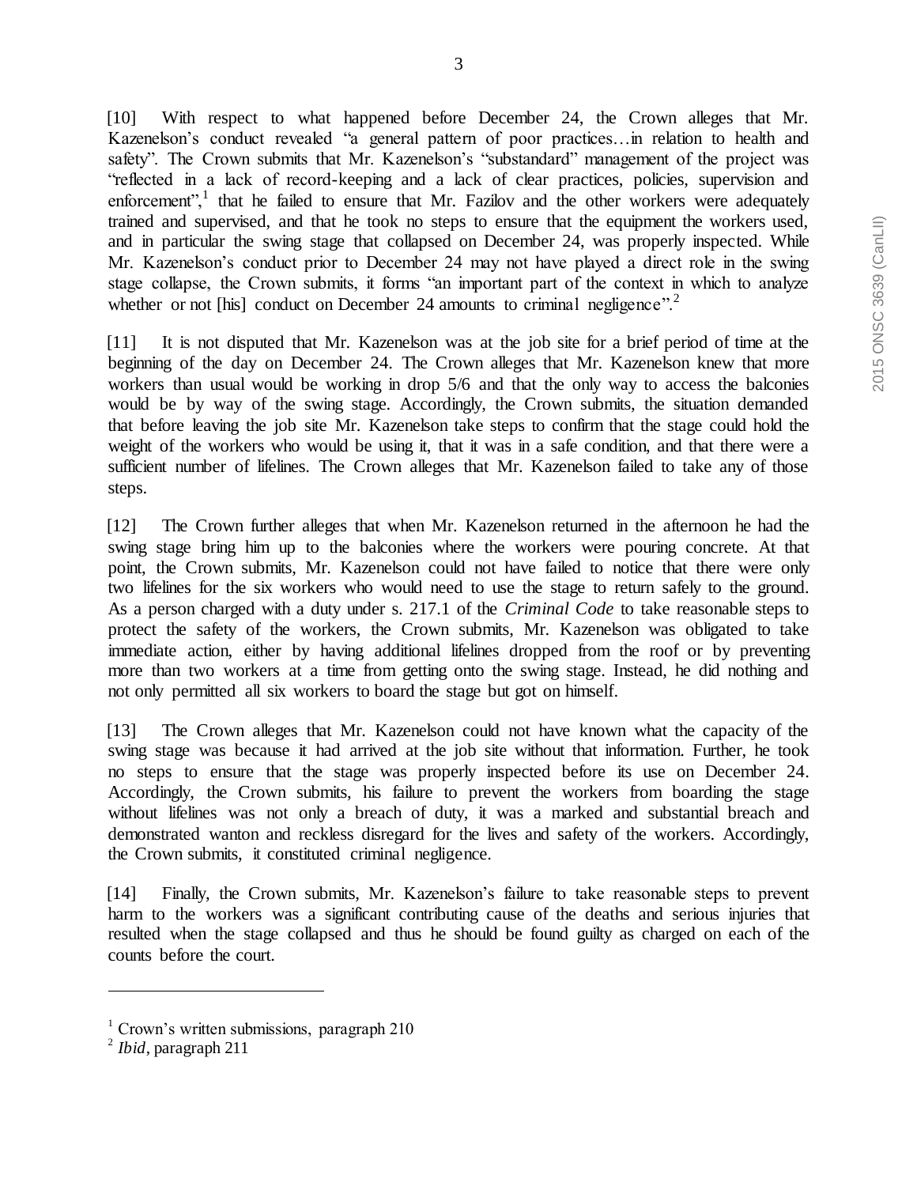[10] With respect to what happened before December 24, the Crown alleges that Mr. Kazenelson's conduct revealed "a general pattern of poor practices…in relation to health and safety". The Crown submits that Mr. Kazenelson's "substandard" management of the project was "reflected in a lack of record-keeping and a lack of clear practices, policies, supervision and enforcement",[1] that he failed to ensure that Mr. Fazilov and the other workers were adequately trained and supervised, and that he took no steps to ensure that the equipment the workers used, and in particular the swing stage that collapsed on December 24, was properly inspected. While Mr. Kazenelson's conduct prior to December 24 may not have played a direct role in the swing stage collapse, the Crown submits, it forms "an important part of the context in which to analyze whether or not [his] conduct on December 24 amounts to criminal negligence".[2]

[11] It is not disputed that Mr. Kazenelson was at the job site for a brief period of time at the beginning of the day on December 24. The Crown alleges that Mr. Kazenelson knew that more workers than usual would be working in drop 5/6 and that the only way to access the balconies would be by way of the swing stage. Accordingly, the Crown submits, the situation demanded that before leaving the job site Mr. Kazenelson take steps to confirm that the stage could hold the weight of the workers who would be using it, that it was in a safe condition, and that there were a sufficient number of lifelines. The Crown alleges that Mr. Kazenelson failed to take any of those steps.

[12] The Crown further alleges that when Mr. Kazenelson returned in the afternoon he had the swing stage bring him up to the balconies where the workers were pouring concrete. At that point, the Crown submits, Mr. Kazenelson could not have failed to notice that there were only two lifelines for the six workers who would need to use the stage to return safely to the ground. As a person charged with a duty under s. 217.1 of the *Criminal Code* to take reasonable steps to protect the safety of the workers, the Crown submits, Mr. Kazenelson was obligated to take immediate action, either by having additional lifelines dropped from the roof or by preventing more than two workers at a time from getting onto the swing stage. Instead, he did nothing and not only permitted all six workers to board the stage but got on himself.

[13] The Crown alleges that Mr. Kazenelson could not have known what the capacity of the swing stage was because it had arrived at the job site without that information. Further, he took no steps to ensure that the stage was properly inspected before its use on December 24. Accordingly, the Crown submits, his failure to prevent the workers from boarding the stage without lifelines was not only a breach of duty, it was a marked and substantial breach and demonstrated wanton and reckless disregard for the lives and safety of the workers. Accordingly, the Crown submits, it constituted criminal negligence.

[14] Finally, the Crown submits, Mr. Kazenelson's failure to take reasonable steps to prevent harm to the workers was a significant contributing cause of the deaths and serious injuries that resulted when the stage collapsed and thus he should be found guilty as charged on each of the counts before the court.

---

[1] Crown's written submissions, paragraph 210

[2] *Ibid*, paragraph 211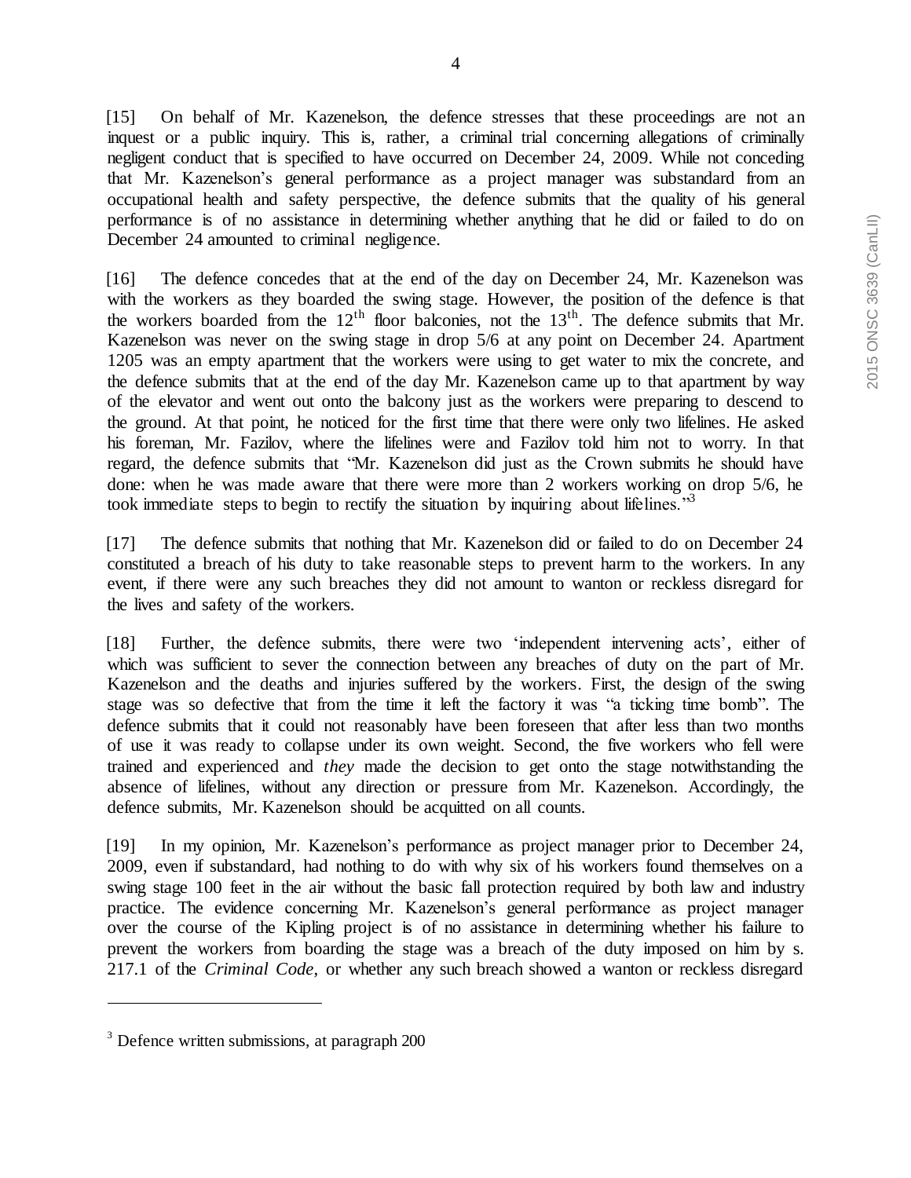[15] On behalf of Mr. Kazenelson, the defence stresses that these proceedings are not an inquest or a public inquiry. This is, rather, a criminal trial concerning allegations of criminally negligent conduct that is specified to have occurred on December 24, 2009. While not conceding that Mr. Kazenelson's general performance as a project manager was substandard from an occupational health and safety perspective, the defence submits that the quality of his general performance is of no assistance in determining whether anything that he did or failed to do on December 24 amounted to criminal negligence.

[16] The defence concedes that at the end of the day on December 24, Mr. Kazenelson was with the workers as they boarded the swing stage. However, the position of the defence is that the workers boarded from the 12th floor balconies, not the 13th. The defence submits that Mr. Kazenelson was never on the swing stage in drop 5/6 at any point on December 24. Apartment 1205 was an empty apartment that the workers were using to get water to mix the concrete, and the defence submits that at the end of the day Mr. Kazenelson came up to that apartment by way of the elevator and went out onto the balcony just as the workers were preparing to descend to the ground. At that point, he noticed for the first time that there were only two lifelines. He asked his foreman, Mr. Fazilov, where the lifelines were and Fazilov told him not to worry. In that regard, the defence submits that "Mr. Kazenelson did just as the Crown submits he should have done: when he was made aware that there were more than 2 workers working on drop 5/6, he took immediate steps to begin to rectify the situation by inquiring about lifelines."[3]

[17] The defence submits that nothing that Mr. Kazenelson did or failed to do on December 24 constituted a breach of his duty to take reasonable steps to prevent harm to the workers. In any event, if there were any such breaches they did not amount to wanton or reckless disregard for the lives and safety of the workers.

[18] Further, the defence submits, there were two 'independent intervening acts', either of which was sufficient to sever the connection between any breaches of duty on the part of Mr. Kazenelson and the deaths and injuries suffered by the workers. First, the design of the swing stage was so defective that from the time it left the factory it was "a ticking time bomb". The defence submits that it could not reasonably have been foreseen that after less than two months of use it was ready to collapse under its own weight. Second, the five workers who fell were trained and experienced and *they* made the decision to get onto the stage notwithstanding the absence of lifelines, without any direction or pressure from Mr. Kazenelson. Accordingly, the defence submits, Mr. Kazenelson should be acquitted on all counts.

[19] In my opinion, Mr. Kazenelson's performance as project manager prior to December 24, 2009, even if substandard, had nothing to do with why six of his workers found themselves on a swing stage 100 feet in the air without the basic fall protection required by both law and industry practice. The evidence concerning Mr. Kazenelson's general performance as project manager over the course of the Kipling project is of no assistance in determining whether his failure to prevent the workers from boarding the stage was a breach of the duty imposed on him by s. 217.1 of the *Criminal Code*, or whether any such breach showed a wanton or reckless disregard

---

[3] Defence written submissions, at paragraph 200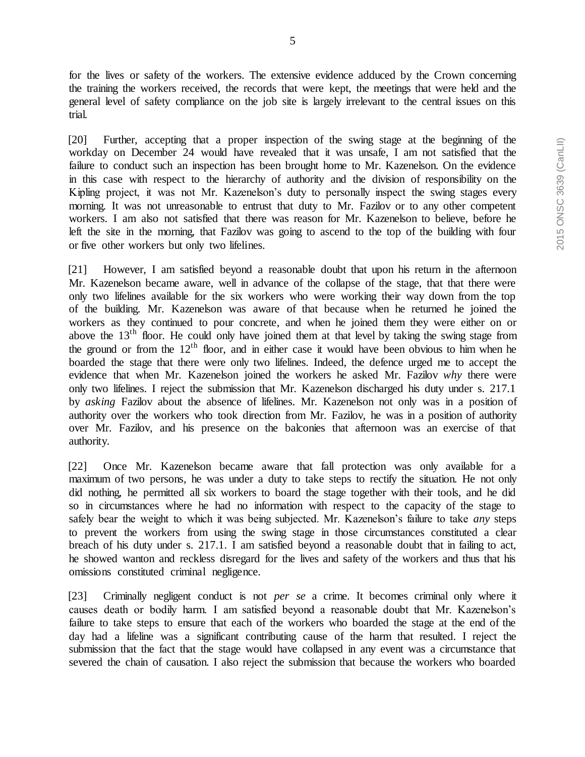for the lives or safety of the workers. The extensive evidence adduced by the Crown concerning the training the workers received, the records that were kept, the meetings that were held and the general level of safety compliance on the job site is largely irrelevant to the central issues on this trial.

[20] Further, accepting that a proper inspection of the swing stage at the beginning of the workday on December 24 would have revealed that it was unsafe, I am not satisfied that the failure to conduct such an inspection has been brought home to Mr. Kazenelson. On the evidence in this case with respect to the hierarchy of authority and the division of responsibility on the Kipling project, it was not Mr. Kazenelson's duty to personally inspect the swing stages every morning. It was not unreasonable to entrust that duty to Mr. Fazilov or to any other competent workers. I am also not satisfied that there was reason for Mr. Kazenelson to believe, before he left the site in the morning, that Fazilov was going to ascend to the top of the building with four or five other workers but only two lifelines.

[21] However, I am satisfied beyond a reasonable doubt that upon his return in the afternoon Mr. Kazenelson became aware, well in advance of the collapse of the stage, that that there were only two lifelines available for the six workers who were working their way down from the top of the building. Mr. Kazenelson was aware of that because when he returned he joined the workers as they continued to pour concrete, and when he joined them they were either on or above the 13th floor. He could only have joined them at that level by taking the swing stage from the ground or from the 12th floor, and in either case it would have been obvious to him when he boarded the stage that there were only two lifelines. Indeed, the defence urged me to accept the evidence that when Mr. Kazenelson joined the workers he asked Mr. Fazilov *why* there were only two lifelines. I reject the submission that Mr. Kazenelson discharged his duty under s. 217.1 by *asking* Fazilov about the absence of lifelines. Mr. Kazenelson not only was in a position of authority over the workers who took direction from Mr. Fazilov, he was in a position of authority over Mr. Fazilov, and his presence on the balconies that afternoon was an exercise of that authority.

[22] Once Mr. Kazenelson became aware that fall protection was only available for a maximum of two persons, he was under a duty to take steps to rectify the situation. He not only did nothing, he permitted all six workers to board the stage together with their tools, and he did so in circumstances where he had no information with respect to the capacity of the stage to safely bear the weight to which it was being subjected. Mr. Kazenelson's failure to take *any* steps to prevent the workers from using the swing stage in those circumstances constituted a clear breach of his duty under s. 217.1. I am satisfied beyond a reasonable doubt that in failing to act, he showed wanton and reckless disregard for the lives and safety of the workers and thus that his omissions constituted criminal negligence.

[23] Criminally negligent conduct is not *per se* a crime. It becomes criminal only where it causes death or bodily harm. I am satisfied beyond a reasonable doubt that Mr. Kazenelson's failure to take steps to ensure that each of the workers who boarded the stage at the end of the day had a lifeline was a significant contributing cause of the harm that resulted. I reject the submission that the fact that the stage would have collapsed in any event was a circumstance that severed the chain of causation. I also reject the submission that because the workers who boarded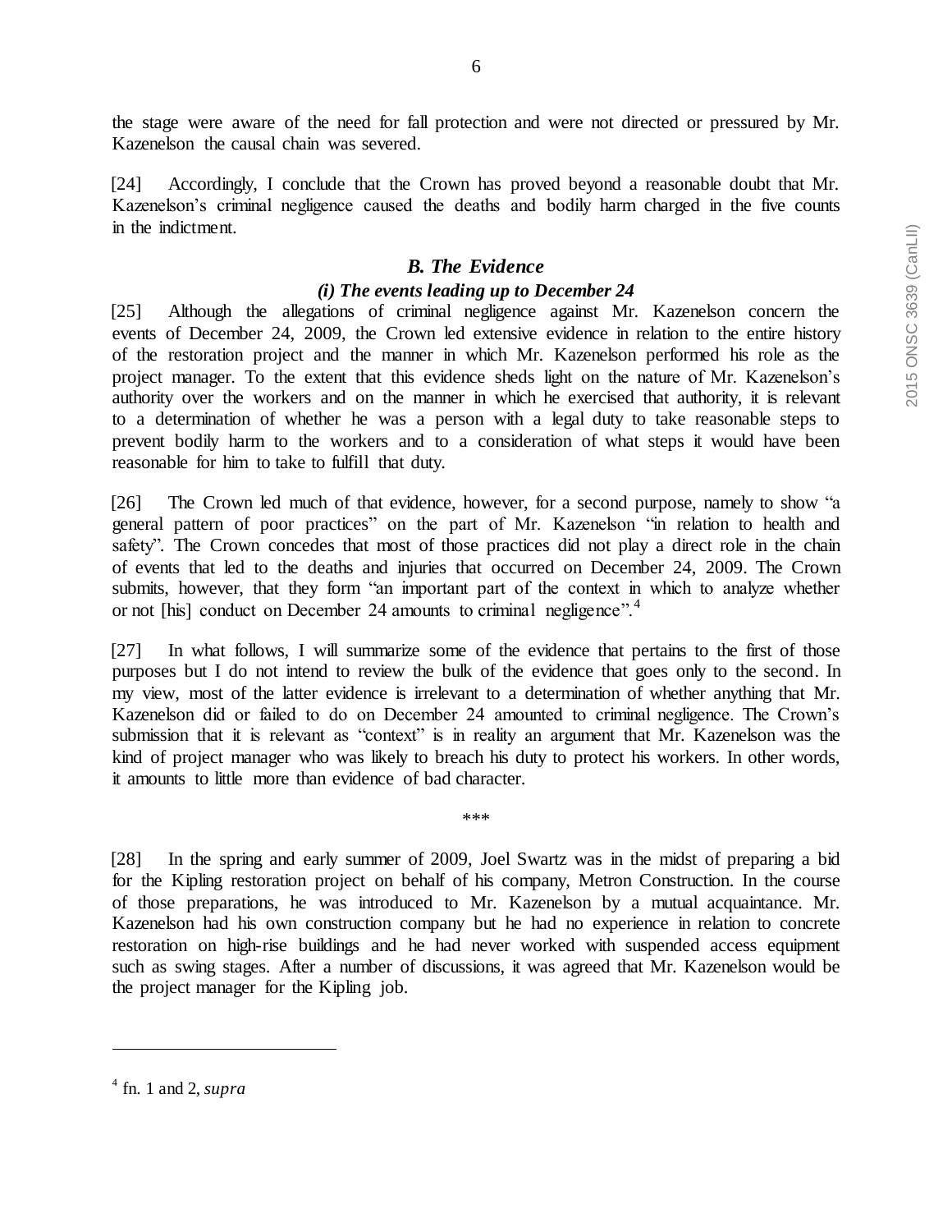the stage were aware of the need for fall protection and were not directed or pressured by Mr. Kazenelson the causal chain was severed.

[24] Accordingly, I conclude that the Crown has proved beyond a reasonable doubt that Mr. Kazenelson's criminal negligence caused the deaths and bodily harm charged in the five counts in the indictment.

## *B. The Evidence*

### *(i) The events leading up to December 24*

[25] Although the allegations of criminal negligence against Mr. Kazenelson concern the events of December 24, 2009, the Crown led extensive evidence in relation to the entire history of the restoration project and the manner in which Mr. Kazenelson performed his role as the project manager. To the extent that this evidence sheds light on the nature of Mr. Kazenelson's authority over the workers and on the manner in which he exercised that authority, it is relevant to a determination of whether he was a person with a legal duty to take reasonable steps to prevent bodily harm to the workers and to a consideration of what steps it would have been reasonable for him to take to fulfill that duty.

[26] The Crown led much of that evidence, however, for a second purpose, namely to show "a general pattern of poor practices" on the part of Mr. Kazenelson "in relation to health and safety". The Crown concedes that most of those practices did not play a direct role in the chain of events that led to the deaths and injuries that occurred on December 24, 2009. The Crown submits, however, that they form "an important part of the context in which to analyze whether or not [his] conduct on December 24 amounts to criminal negligence".[4]

[27] In what follows, I will summarize some of the evidence that pertains to the first of those purposes but I do not intend to review the bulk of the evidence that goes only to the second. In my view, most of the latter evidence is irrelevant to a determination of whether anything that Mr. Kazenelson did or failed to do on December 24 amounted to criminal negligence. The Crown's submission that it is relevant as "context" is in reality an argument that Mr. Kazenelson was the kind of project manager who was likely to breach his duty to protect his workers. In other words, it amounts to little more than evidence of bad character.

\*\*\*

[28] In the spring and early summer of 2009, Joel Swartz was in the midst of preparing a bid for the Kipling restoration project on behalf of his company, Metron Construction. In the course of those preparations, he was introduced to Mr. Kazenelson by a mutual acquaintance. Mr. Kazenelson had his own construction company but he had no experience in relation to concrete restoration on high-rise buildings and he had never worked with suspended access equipment such as swing stages. After a number of discussions, it was agreed that Mr. Kazenelson would be the project manager for the Kipling job.

---

[4] fn. 1 and 2, *supra*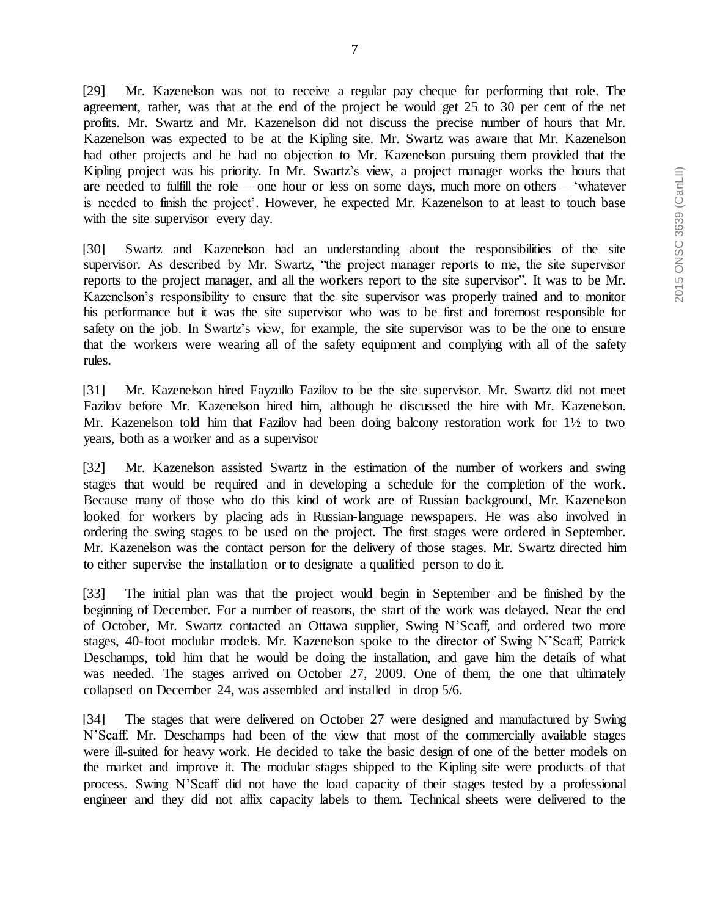[29] Mr. Kazenelson was not to receive a regular pay cheque for performing that role. The agreement, rather, was that at the end of the project he would get 25 to 30 per cent of the net profits. Mr. Swartz and Mr. Kazenelson did not discuss the precise number of hours that Mr. Kazenelson was expected to be at the Kipling site. Mr. Swartz was aware that Mr. Kazenelson had other projects and he had no objection to Mr. Kazenelson pursuing them provided that the Kipling project was his priority. In Mr. Swartz's view, a project manager works the hours that are needed to fulfill the role – one hour or less on some days, much more on others – 'whatever is needed to finish the project'. However, he expected Mr. Kazenelson to at least to touch base with the site supervisor every day.

[30] Swartz and Kazenelson had an understanding about the responsibilities of the site supervisor. As described by Mr. Swartz, "the project manager reports to me, the site supervisor reports to the project manager, and all the workers report to the site supervisor". It was to be Mr. Kazenelson's responsibility to ensure that the site supervisor was properly trained and to monitor his performance but it was the site supervisor who was to be first and foremost responsible for safety on the job. In Swartz's view, for example, the site supervisor was to be the one to ensure that the workers were wearing all of the safety equipment and complying with all of the safety rules.

[31] Mr. Kazenelson hired Fayzullo Fazilov to be the site supervisor. Mr. Swartz did not meet Fazilov before Mr. Kazenelson hired him, although he discussed the hire with Mr. Kazenelson. Mr. Kazenelson told him that Fazilov had been doing balcony restoration work for 1½ to two years, both as a worker and as a supervisor

[32] Mr. Kazenelson assisted Swartz in the estimation of the number of workers and swing stages that would be required and in developing a schedule for the completion of the work. Because many of those who do this kind of work are of Russian background, Mr. Kazenelson looked for workers by placing ads in Russian-language newspapers. He was also involved in ordering the swing stages to be used on the project. The first stages were ordered in September. Mr. Kazenelson was the contact person for the delivery of those stages. Mr. Swartz directed him to either supervise the installation or to designate a qualified person to do it.

[33] The initial plan was that the project would begin in September and be finished by the beginning of December. For a number of reasons, the start of the work was delayed. Near the end of October, Mr. Swartz contacted an Ottawa supplier, Swing N'Scaff, and ordered two more stages, 40-foot modular models. Mr. Kazenelson spoke to the director of Swing N'Scaff, Patrick Deschamps, told him that he would be doing the installation, and gave him the details of what was needed. The stages arrived on October 27, 2009. One of them, the one that ultimately collapsed on December 24, was assembled and installed in drop 5/6.

[34] The stages that were delivered on October 27 were designed and manufactured by Swing N'Scaff. Mr. Deschamps had been of the view that most of the commercially available stages were ill-suited for heavy work. He decided to take the basic design of one of the better models on the market and improve it. The modular stages shipped to the Kipling site were products of that process. Swing N'Scaff did not have the load capacity of their stages tested by a professional engineer and they did not affix capacity labels to them. Technical sheets were delivered to the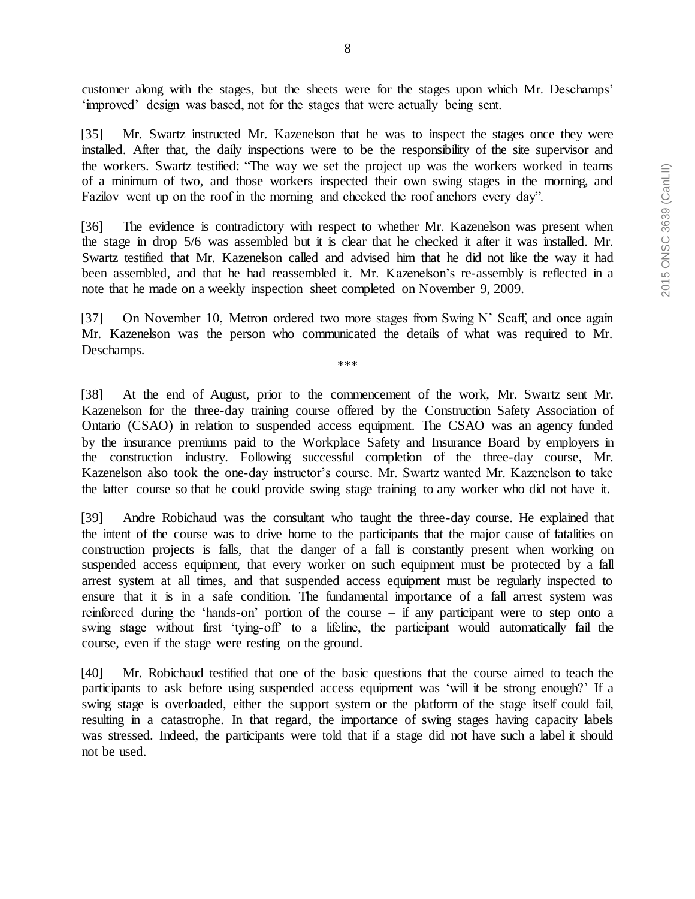customer along with the stages, but the sheets were for the stages upon which Mr. Deschamps' 'improved' design was based, not for the stages that were actually being sent.

[35] Mr. Swartz instructed Mr. Kazenelson that he was to inspect the stages once they were installed. After that, the daily inspections were to be the responsibility of the site supervisor and the workers. Swartz testified: "The way we set the project up was the workers worked in teams of a minimum of two, and those workers inspected their own swing stages in the morning, and Fazilov went up on the roof in the morning and checked the roof anchors every day".

[36] The evidence is contradictory with respect to whether Mr. Kazenelson was present when the stage in drop 5/6 was assembled but it is clear that he checked it after it was installed. Mr. Swartz testified that Mr. Kazenelson called and advised him that he did not like the way it had been assembled, and that he had reassembled it. Mr. Kazenelson's re-assembly is reflected in a note that he made on a weekly inspection sheet completed on November 9, 2009.

[37] On November 10, Metron ordered two more stages from Swing N' Scaff, and once again Mr. Kazenelson was the person who communicated the details of what was required to Mr. Deschamps.

\*\*\*

[38] At the end of August, prior to the commencement of the work, Mr. Swartz sent Mr. Kazenelson for the three-day training course offered by the Construction Safety Association of Ontario (CSAO) in relation to suspended access equipment. The CSAO was an agency funded by the insurance premiums paid to the Workplace Safety and Insurance Board by employers in the construction industry. Following successful completion of the three-day course, Mr. Kazenelson also took the one-day instructor's course. Mr. Swartz wanted Mr. Kazenelson to take the latter course so that he could provide swing stage training to any worker who did not have it.

[39] Andre Robichaud was the consultant who taught the three-day course. He explained that the intent of the course was to drive home to the participants that the major cause of fatalities on construction projects is falls, that the danger of a fall is constantly present when working on suspended access equipment, that every worker on such equipment must be protected by a fall arrest system at all times, and that suspended access equipment must be regularly inspected to ensure that it is in a safe condition. The fundamental importance of a fall arrest system was reinforced during the 'hands-on' portion of the course – if any participant were to step onto a swing stage without first 'tying-off' to a lifeline, the participant would automatically fail the course, even if the stage were resting on the ground.

[40] Mr. Robichaud testified that one of the basic questions that the course aimed to teach the participants to ask before using suspended access equipment was 'will it be strong enough?' If a swing stage is overloaded, either the support system or the platform of the stage itself could fail, resulting in a catastrophe. In that regard, the importance of swing stages having capacity labels was stressed. Indeed, the participants were told that if a stage did not have such a label it should not be used.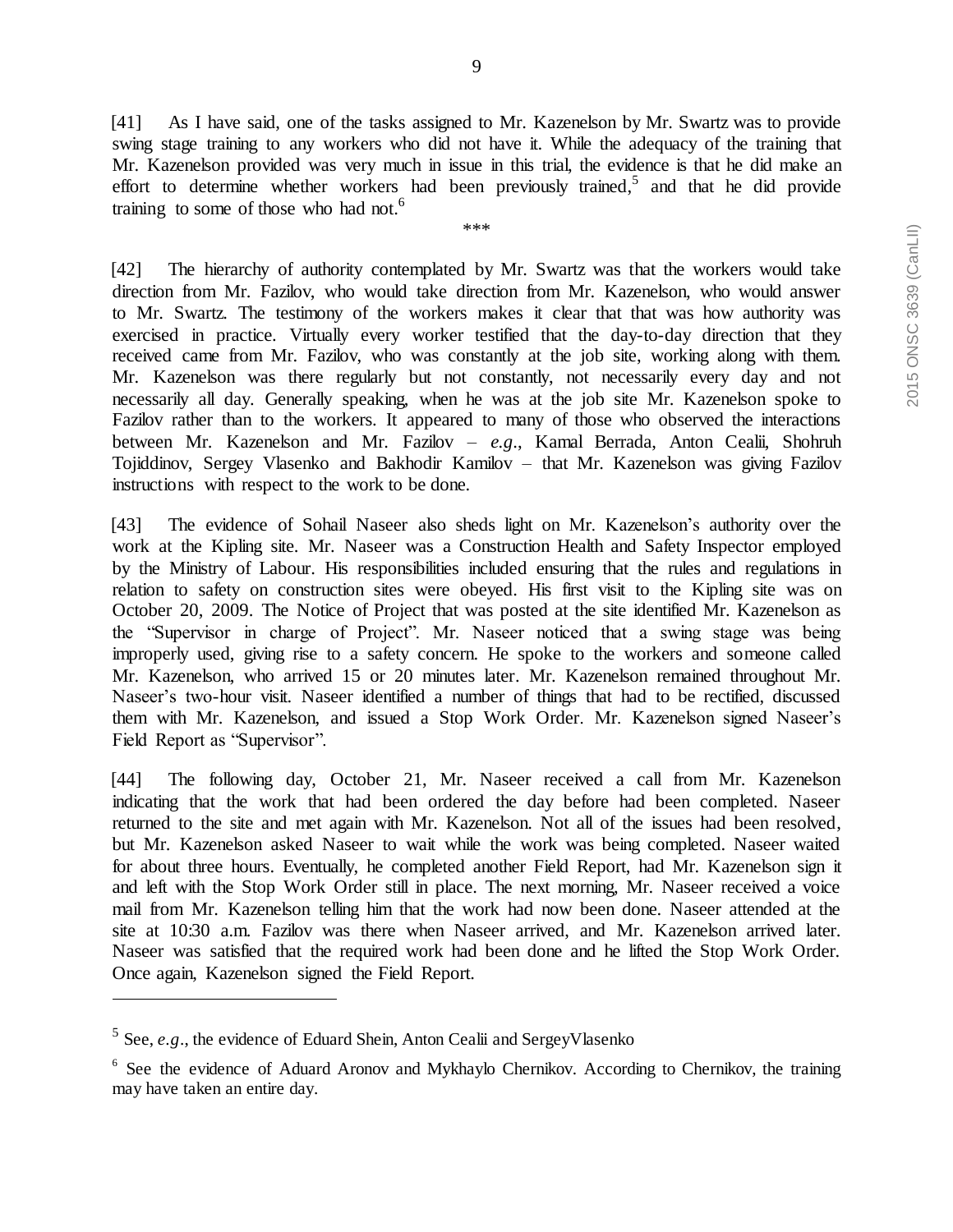[41] As I have said, one of the tasks assigned to Mr. Kazenelson by Mr. Swartz was to provide swing stage training to any workers who did not have it. While the adequacy of the training that Mr. Kazenelson provided was very much in issue in this trial, the evidence is that he did make an effort to determine whether workers had been previously trained,[5] and that he did provide training to some of those who had not.[6]

\*\*\*

[42] The hierarchy of authority contemplated by Mr. Swartz was that the workers would take direction from Mr. Fazilov, who would take direction from Mr. Kazenelson, who would answer to Mr. Swartz. The testimony of the workers makes it clear that that was how authority was exercised in practice. Virtually every worker testified that the day-to-day direction that they received came from Mr. Fazilov, who was constantly at the job site, working along with them. Mr. Kazenelson was there regularly but not constantly, not necessarily every day and not necessarily all day. Generally speaking, when he was at the job site Mr. Kazenelson spoke to Fazilov rather than to the workers. It appeared to many of those who observed the interactions between Mr. Kazenelson and Mr. Fazilov – *e.g*., Kamal Berrada, Anton Cealii, Shohruh Tojiddinov, Sergey Vlasenko and Bakhodir Kamilov – that Mr. Kazenelson was giving Fazilov instructions with respect to the work to be done.

[43] The evidence of Sohail Naseer also sheds light on Mr. Kazenelson's authority over the work at the Kipling site. Mr. Naseer was a Construction Health and Safety Inspector employed by the Ministry of Labour. His responsibilities included ensuring that the rules and regulations in relation to safety on construction sites were obeyed. His first visit to the Kipling site was on October 20, 2009. The Notice of Project that was posted at the site identified Mr. Kazenelson as the "Supervisor in charge of Project". Mr. Naseer noticed that a swing stage was being improperly used, giving rise to a safety concern. He spoke to the workers and someone called Mr. Kazenelson, who arrived 15 or 20 minutes later. Mr. Kazenelson remained throughout Mr. Naseer's two-hour visit. Naseer identified a number of things that had to be rectified, discussed them with Mr. Kazenelson, and issued a Stop Work Order. Mr. Kazenelson signed Naseer's Field Report as "Supervisor".

[44] The following day, October 21, Mr. Naseer received a call from Mr. Kazenelson indicating that the work that had been ordered the day before had been completed. Naseer returned to the site and met again with Mr. Kazenelson. Not all of the issues had been resolved, but Mr. Kazenelson asked Naseer to wait while the work was being completed. Naseer waited for about three hours. Eventually, he completed another Field Report, had Mr. Kazenelson sign it and left with the Stop Work Order still in place. The next morning, Mr. Naseer received a voice mail from Mr. Kazenelson telling him that the work had now been done. Naseer attended at the site at 10:30 a.m. Fazilov was there when Naseer arrived, and Mr. Kazenelson arrived later. Naseer was satisfied that the required work had been done and he lifted the Stop Work Order. Once again, Kazenelson signed the Field Report.

---

[5] See, *e.g*., the evidence of Eduard Shein, Anton Cealii and SergeyVlasenko

[6] See the evidence of Aduard Aronov and Mykhaylo Chernikov. According to Chernikov, the training may have taken an entire day.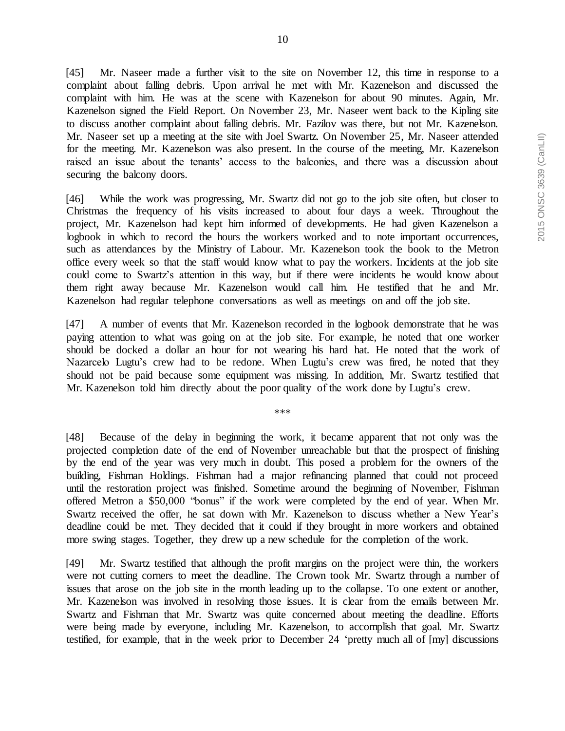[45] Mr. Naseer made a further visit to the site on November 12, this time in response to a complaint about falling debris. Upon arrival he met with Mr. Kazenelson and discussed the complaint with him. He was at the scene with Kazenelson for about 90 minutes. Again, Mr. Kazenelson signed the Field Report. On November 23, Mr. Naseer went back to the Kipling site to discuss another complaint about falling debris. Mr. Fazilov was there, but not Mr. Kazenelson. Mr. Naseer set up a meeting at the site with Joel Swartz. On November 25, Mr. Naseer attended for the meeting. Mr. Kazenelson was also present. In the course of the meeting, Mr. Kazenelson raised an issue about the tenants' access to the balconies, and there was a discussion about securing the balcony doors.

[46] While the work was progressing, Mr. Swartz did not go to the job site often, but closer to Christmas the frequency of his visits increased to about four days a week. Throughout the project, Mr. Kazenelson had kept him informed of developments. He had given Kazenelson a logbook in which to record the hours the workers worked and to note important occurrences, such as attendances by the Ministry of Labour. Mr. Kazenelson took the book to the Metron office every week so that the staff would know what to pay the workers. Incidents at the job site could come to Swartz's attention in this way, but if there were incidents he would know about them right away because Mr. Kazenelson would call him. He testified that he and Mr. Kazenelson had regular telephone conversations as well as meetings on and off the job site.

[47] A number of events that Mr. Kazenelson recorded in the logbook demonstrate that he was paying attention to what was going on at the job site. For example, he noted that one worker should be docked a dollar an hour for not wearing his hard hat. He noted that the work of Nazarcelo Lugtu's crew had to be redone. When Lugtu's crew was fired, he noted that they should not be paid because some equipment was missing. In addition, Mr. Swartz testified that Mr. Kazenelson told him directly about the poor quality of the work done by Lugtu's crew.

\*\*\*

[48] Because of the delay in beginning the work, it became apparent that not only was the projected completion date of the end of November unreachable but that the prospect of finishing by the end of the year was very much in doubt. This posed a problem for the owners of the building, Fishman Holdings. Fishman had a major refinancing planned that could not proceed until the restoration project was finished. Sometime around the beginning of November, Fishman offered Metron a $50,000 "bonus" if the work were completed by the end of year. When Mr. Swartz received the offer, he sat down with Mr. Kazenelson to discuss whether a New Year's deadline could be met. They decided that it could if they brought in more workers and obtained more swing stages. Together, they drew up a new schedule for the completion of the work.

[49] Mr. Swartz testified that although the profit margins on the project were thin, the workers were not cutting corners to meet the deadline. The Crown took Mr. Swartz through a number of issues that arose on the job site in the month leading up to the collapse. To one extent or another, Mr. Kazenelson was involved in resolving those issues. It is clear from the emails between Mr. Swartz and Fishman that Mr. Swartz was quite concerned about meeting the deadline. Efforts were being made by everyone, including Mr. Kazenelson, to accomplish that goal. Mr. Swartz testified, for example, that in the week prior to December 24 'pretty much all of [my] discussions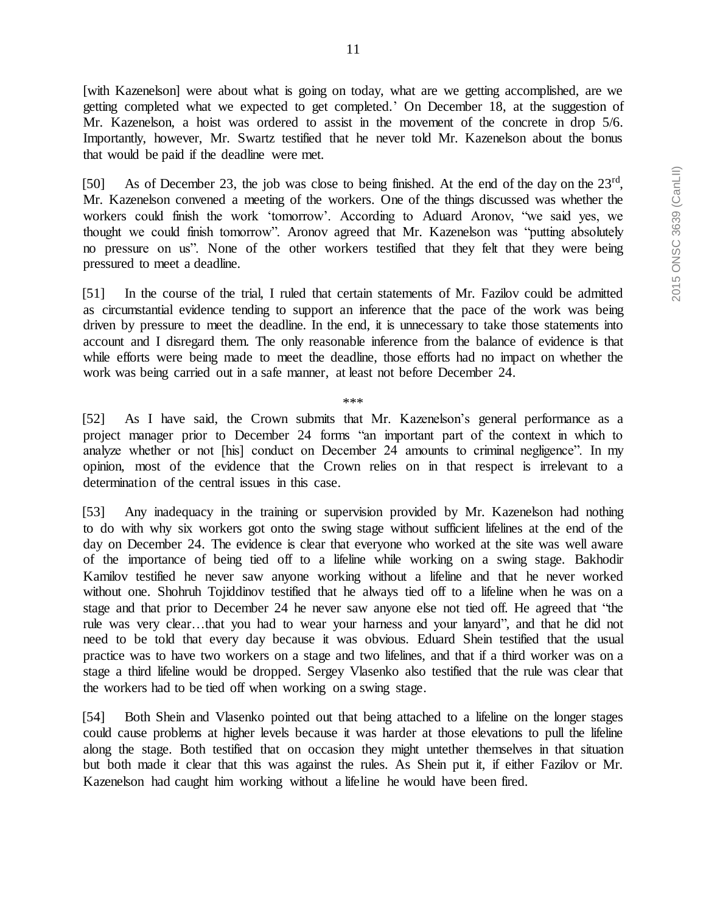[with Kazenelson] were about what is going on today, what are we getting accomplished, are we getting completed what we expected to get completed.' On December 18, at the suggestion of Mr. Kazenelson, a hoist was ordered to assist in the movement of the concrete in drop 5/6. Importantly, however, Mr. Swartz testified that he never told Mr. Kazenelson about the bonus that would be paid if the deadline were met.

[50] As of December 23, the job was close to being finished. At the end of the day on the 23rd, Mr. Kazenelson convened a meeting of the workers. One of the things discussed was whether the workers could finish the work 'tomorrow'. According to Aduard Aronov, "we said yes, we thought we could finish tomorrow". Aronov agreed that Mr. Kazenelson was "putting absolutely no pressure on us". None of the other workers testified that they felt that they were being pressured to meet a deadline.

[51] In the course of the trial, I ruled that certain statements of Mr. Fazilov could be admitted as circumstantial evidence tending to support an inference that the pace of the work was being driven by pressure to meet the deadline. In the end, it is unnecessary to take those statements into account and I disregard them. The only reasonable inference from the balance of evidence is that while efforts were being made to meet the deadline, those efforts had no impact on whether the work was being carried out in a safe manner, at least not before December 24.

\*\*\*

[52] As I have said, the Crown submits that Mr. Kazenelson's general performance as a project manager prior to December 24 forms "an important part of the context in which to analyze whether or not [his] conduct on December 24 amounts to criminal negligence". In my opinion, most of the evidence that the Crown relies on in that respect is irrelevant to a determination of the central issues in this case.

[53] Any inadequacy in the training or supervision provided by Mr. Kazenelson had nothing to do with why six workers got onto the swing stage without sufficient lifelines at the end of the day on December 24. The evidence is clear that everyone who worked at the site was well aware of the importance of being tied off to a lifeline while working on a swing stage. Bakhodir Kamilov testified he never saw anyone working without a lifeline and that he never worked without one. Shohruh Tojiddinov testified that he always tied off to a lifeline when he was on a stage and that prior to December 24 he never saw anyone else not tied off. He agreed that "the rule was very clear…that you had to wear your harness and your lanyard", and that he did not need to be told that every day because it was obvious. Eduard Shein testified that the usual practice was to have two workers on a stage and two lifelines, and that if a third worker was on a stage a third lifeline would be dropped. Sergey Vlasenko also testified that the rule was clear that the workers had to be tied off when working on a swing stage.

[54] Both Shein and Vlasenko pointed out that being attached to a lifeline on the longer stages could cause problems at higher levels because it was harder at those elevations to pull the lifeline along the stage. Both testified that on occasion they might untether themselves in that situation but both made it clear that this was against the rules. As Shein put it, if either Fazilov or Mr. Kazenelson had caught him working without a lifeline he would have been fired.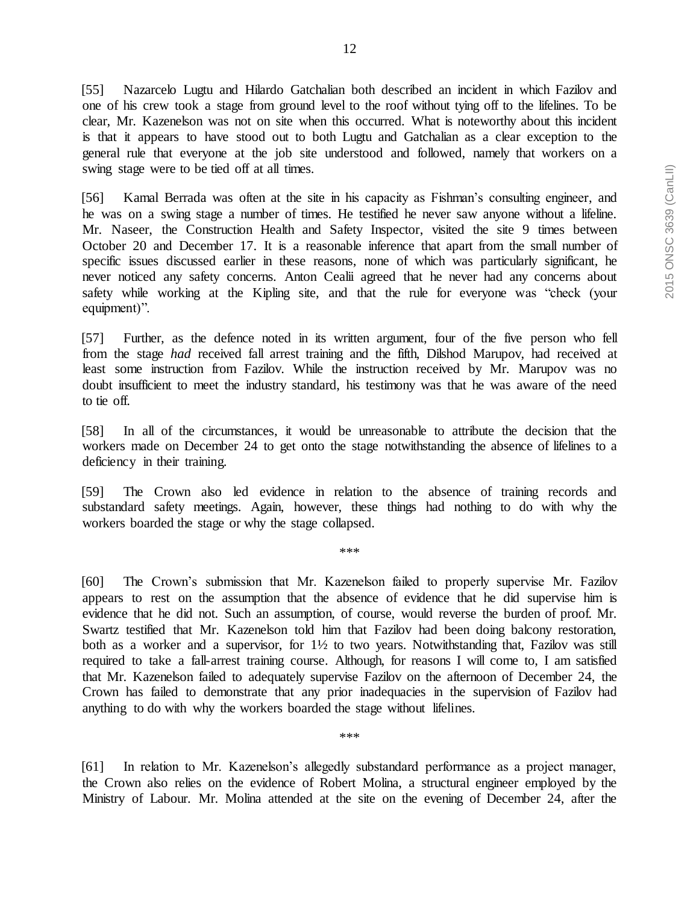[55] Nazarcelo Lugtu and Hilardo Gatchalian both described an incident in which Fazilov and one of his crew took a stage from ground level to the roof without tying off to the lifelines. To be clear, Mr. Kazenelson was not on site when this occurred. What is noteworthy about this incident is that it appears to have stood out to both Lugtu and Gatchalian as a clear exception to the general rule that everyone at the job site understood and followed, namely that workers on a swing stage were to be tied off at all times.

[56] Kamal Berrada was often at the site in his capacity as Fishman's consulting engineer, and he was on a swing stage a number of times. He testified he never saw anyone without a lifeline. Mr. Naseer, the Construction Health and Safety Inspector, visited the site 9 times between October 20 and December 17. It is a reasonable inference that apart from the small number of specific issues discussed earlier in these reasons, none of which was particularly significant, he never noticed any safety concerns. Anton Cealii agreed that he never had any concerns about safety while working at the Kipling site, and that the rule for everyone was "check (your equipment)".

[57] Further, as the defence noted in its written argument, four of the five person who fell from the stage *had* received fall arrest training and the fifth, Dilshod Marupov, had received at least some instruction from Fazilov. While the instruction received by Mr. Marupov was no doubt insufficient to meet the industry standard, his testimony was that he was aware of the need to tie off.

[58] In all of the circumstances, it would be unreasonable to attribute the decision that the workers made on December 24 to get onto the stage notwithstanding the absence of lifelines to a deficiency in their training.

[59] The Crown also led evidence in relation to the absence of training records and substandard safety meetings. Again, however, these things had nothing to do with why the workers boarded the stage or why the stage collapsed.

\*\*\*

[60] The Crown's submission that Mr. Kazenelson failed to properly supervise Mr. Fazilov appears to rest on the assumption that the absence of evidence that he did supervise him is evidence that he did not. Such an assumption, of course, would reverse the burden of proof. Mr. Swartz testified that Mr. Kazenelson told him that Fazilov had been doing balcony restoration, both as a worker and a supervisor, for 1½ to two years. Notwithstanding that, Fazilov was still required to take a fall-arrest training course. Although, for reasons I will come to, I am satisfied that Mr. Kazenelson failed to adequately supervise Fazilov on the afternoon of December 24, the Crown has failed to demonstrate that any prior inadequacies in the supervision of Fazilov had anything to do with why the workers boarded the stage without lifelines.

\*\*\*

[61] In relation to Mr. Kazenelson's allegedly substandard performance as a project manager, the Crown also relies on the evidence of Robert Molina, a structural engineer employed by the Ministry of Labour. Mr. Molina attended at the site on the evening of December 24, after the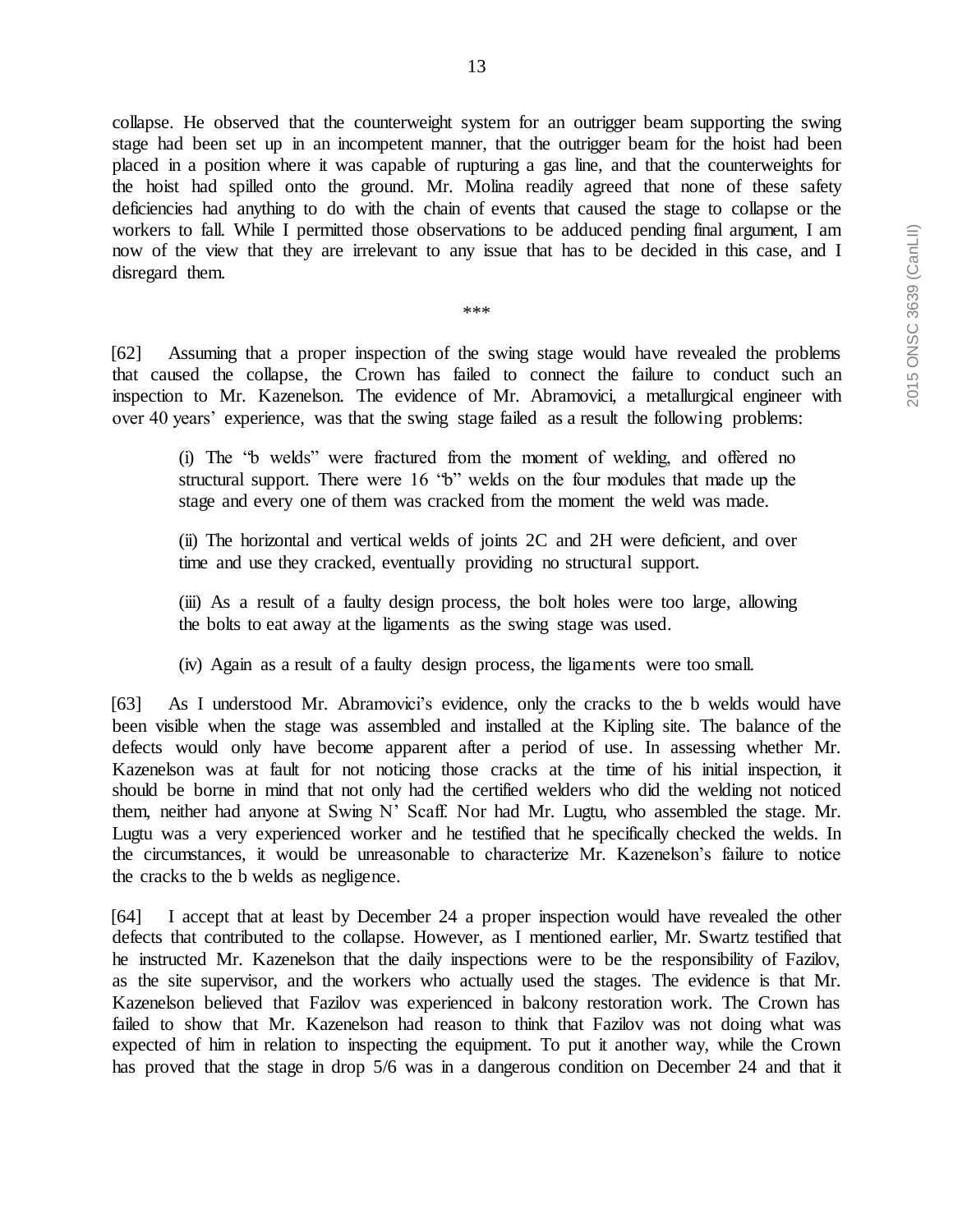collapse. He observed that the counterweight system for an outrigger beam supporting the swing stage had been set up in an incompetent manner, that the outrigger beam for the hoist had been placed in a position where it was capable of rupturing a gas line, and that the counterweights for the hoist had spilled onto the ground. Mr. Molina readily agreed that none of these safety deficiencies had anything to do with the chain of events that caused the stage to collapse or the workers to fall. While I permitted those observations to be adduced pending final argument, I am now of the view that they are irrelevant to any issue that has to be decided in this case, and I disregard them.

***

[62] Assuming that a proper inspection of the swing stage would have revealed the problems that caused the collapse, the Crown has failed to connect the failure to conduct such an inspection to Mr. Kazenelson. The evidence of Mr. Abramovici, a metallurgical engineer with over 40 years' experience, was that the swing stage failed as a result the following problems:

> (i) The "b welds" were fractured from the moment of welding, and offered no structural support. There were 16 "b" welds on the four modules that made up the stage and every one of them was cracked from the moment the weld was made.
>
> (ii) The horizontal and vertical welds of joints 2C and 2H were deficient, and over time and use they cracked, eventually providing no structural support.
>
> (iii) As a result of a faulty design process, the bolt holes were too large, allowing the bolts to eat away at the ligaments as the swing stage was used.
>
> (iv) Again as a result of a faulty design process, the ligaments were too small.

[63] As I understood Mr. Abramovici's evidence, only the cracks to the b welds would have been visible when the stage was assembled and installed at the Kipling site. The balance of the defects would only have become apparent after a period of use. In assessing whether Mr. Kazenelson was at fault for not noticing those cracks at the time of his initial inspection, it should be borne in mind that not only had the certified welders who did the welding not noticed them, neither had anyone at Swing N' Scaff. Nor had Mr. Lugtu, who assembled the stage. Mr. Lugtu was a very experienced worker and he testified that he specifically checked the welds. In the circumstances, it would be unreasonable to characterize Mr. Kazenelson's failure to notice the cracks to the b welds as negligence.

[64] I accept that at least by December 24 a proper inspection would have revealed the other defects that contributed to the collapse. However, as I mentioned earlier, Mr. Swartz testified that he instructed Mr. Kazenelson that the daily inspections were to be the responsibility of Fazilov, as the site supervisor, and the workers who actually used the stages. The evidence is that Mr. Kazenelson believed that Fazilov was experienced in balcony restoration work. The Crown has failed to show that Mr. Kazenelson had reason to think that Fazilov was not doing what was expected of him in relation to inspecting the equipment. To put it another way, while the Crown has proved that the stage in drop 5/6 was in a dangerous condition on December 24 and that it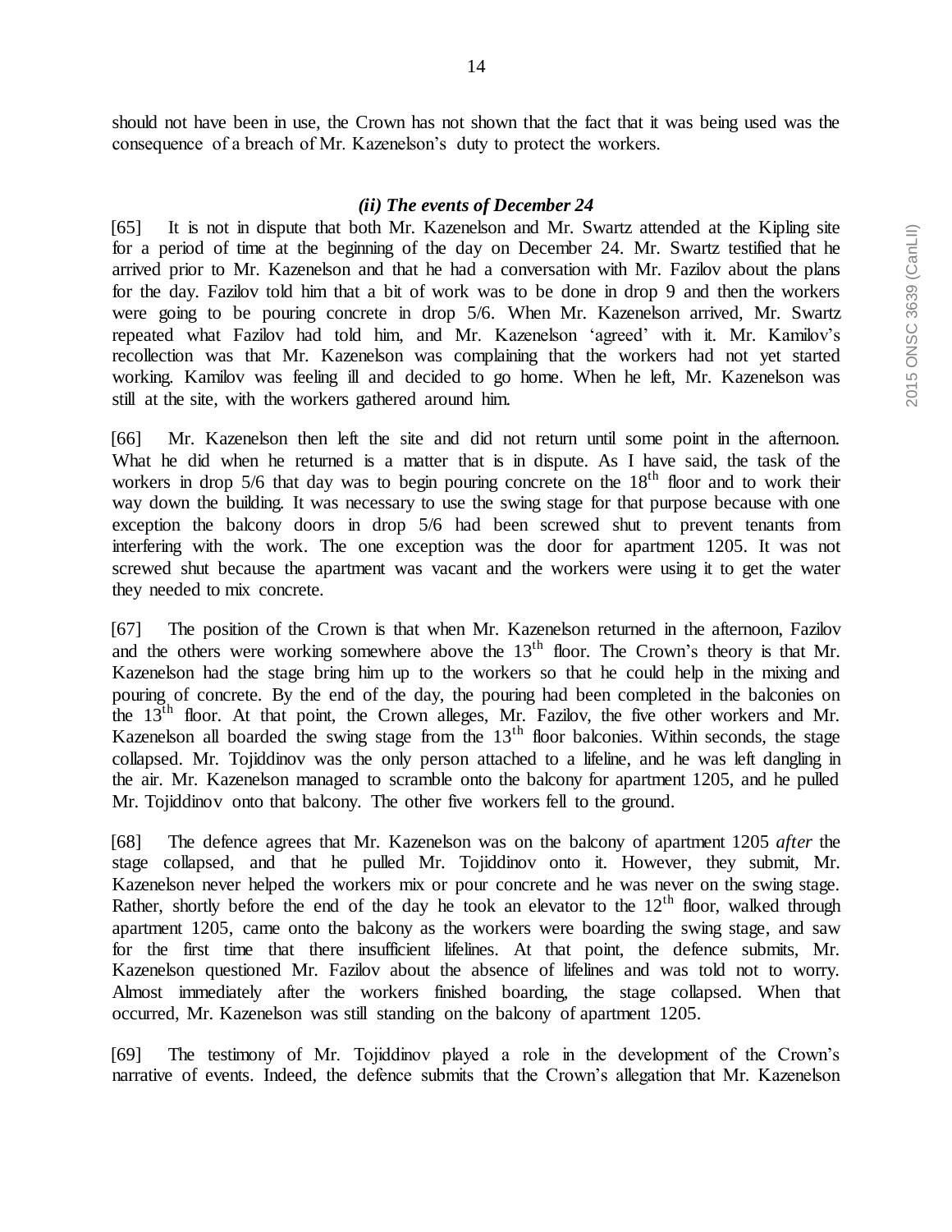should not have been in use, the Crown has not shown that the fact that it was being used was the consequence of a breach of Mr. Kazenelson's duty to protect the workers.

### *(ii) The events of December 24*

[65] It is not in dispute that both Mr. Kazenelson and Mr. Swartz attended at the Kipling site for a period of time at the beginning of the day on December 24. Mr. Swartz testified that he arrived prior to Mr. Kazenelson and that he had a conversation with Mr. Fazilov about the plans for the day. Fazilov told him that a bit of work was to be done in drop 9 and then the workers were going to be pouring concrete in drop 5/6. When Mr. Kazenelson arrived, Mr. Swartz repeated what Fazilov had told him, and Mr. Kazenelson 'agreed' with it. Mr. Kamilov's recollection was that Mr. Kazenelson was complaining that the workers had not yet started working. Kamilov was feeling ill and decided to go home. When he left, Mr. Kazenelson was still at the site, with the workers gathered around him.

[66] Mr. Kazenelson then left the site and did not return until some point in the afternoon. What he did when he returned is a matter that is in dispute. As I have said, the task of the workers in drop 5/6 that day was to begin pouring concrete on the 18th floor and to work their way down the building. It was necessary to use the swing stage for that purpose because with one exception the balcony doors in drop 5/6 had been screwed shut to prevent tenants from interfering with the work. The one exception was the door for apartment 1205. It was not screwed shut because the apartment was vacant and the workers were using it to get the water they needed to mix concrete.

[67] The position of the Crown is that when Mr. Kazenelson returned in the afternoon, Fazilov and the others were working somewhere above the 13th floor. The Crown's theory is that Mr. Kazenelson had the stage bring him up to the workers so that he could help in the mixing and pouring of concrete. By the end of the day, the pouring had been completed in the balconies on the 13th floor. At that point, the Crown alleges, Mr. Fazilov, the five other workers and Mr. Kazenelson all boarded the swing stage from the 13th floor balconies. Within seconds, the stage collapsed. Mr. Tojiddinov was the only person attached to a lifeline, and he was left dangling in the air. Mr. Kazenelson managed to scramble onto the balcony for apartment 1205, and he pulled Mr. Tojiddinov onto that balcony. The other five workers fell to the ground.

[68] The defence agrees that Mr. Kazenelson was on the balcony of apartment 1205 *after* the stage collapsed, and that he pulled Mr. Tojiddinov onto it. However, they submit, Mr. Kazenelson never helped the workers mix or pour concrete and he was never on the swing stage. Rather, shortly before the end of the day he took an elevator to the 12th floor, walked through apartment 1205, came onto the balcony as the workers were boarding the swing stage, and saw for the first time that there insufficient lifelines. At that point, the defence submits, Mr. Kazenelson questioned Mr. Fazilov about the absence of lifelines and was told not to worry. Almost immediately after the workers finished boarding, the stage collapsed. When that occurred, Mr. Kazenelson was still standing on the balcony of apartment 1205.

[69] The testimony of Mr. Tojiddinov played a role in the development of the Crown's narrative of events. Indeed, the defence submits that the Crown's allegation that Mr. Kazenelson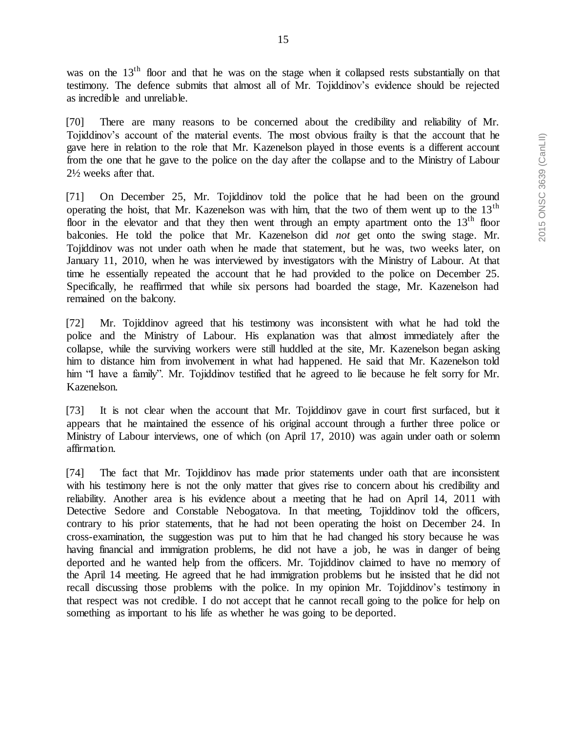was on the 13th floor and that he was on the stage when it collapsed rests substantially on that testimony. The defence submits that almost all of Mr. Tojiddinov's evidence should be rejected as incredible and unreliable.

[70] There are many reasons to be concerned about the credibility and reliability of Mr. Tojiddinov's account of the material events. The most obvious frailty is that the account that he gave here in relation to the role that Mr. Kazenelson played in those events is a different account from the one that he gave to the police on the day after the collapse and to the Ministry of Labour 2½ weeks after that.

[71] On December 25, Mr. Tojiddinov told the police that he had been on the ground operating the hoist, that Mr. Kazenelson was with him, that the two of them went up to the 13th floor in the elevator and that they then went through an empty apartment onto the 13th floor balconies. He told the police that Mr. Kazenelson did *not* get onto the swing stage. Mr. Tojiddinov was not under oath when he made that statement, but he was, two weeks later, on January 11, 2010, when he was interviewed by investigators with the Ministry of Labour. At that time he essentially repeated the account that he had provided to the police on December 25. Specifically, he reaffirmed that while six persons had boarded the stage, Mr. Kazenelson had remained on the balcony.

[72] Mr. Tojiddinov agreed that his testimony was inconsistent with what he had told the police and the Ministry of Labour. His explanation was that almost immediately after the collapse, while the surviving workers were still huddled at the site, Mr. Kazenelson began asking him to distance him from involvement in what had happened. He said that Mr. Kazenelson told him "I have a family". Mr. Tojiddinov testified that he agreed to lie because he felt sorry for Mr. Kazenelson.

[73] It is not clear when the account that Mr. Tojiddinov gave in court first surfaced, but it appears that he maintained the essence of his original account through a further three police or Ministry of Labour interviews, one of which (on April 17, 2010) was again under oath or solemn affirmation.

[74] The fact that Mr. Tojiddinov has made prior statements under oath that are inconsistent with his testimony here is not the only matter that gives rise to concern about his credibility and reliability. Another area is his evidence about a meeting that he had on April 14, 2011 with Detective Sedore and Constable Nebogatova. In that meeting, Tojiddinov told the officers, contrary to his prior statements, that he had not been operating the hoist on December 24. In cross-examination, the suggestion was put to him that he had changed his story because he was having financial and immigration problems, he did not have a job, he was in danger of being deported and he wanted help from the officers. Mr. Tojiddinov claimed to have no memory of the April 14 meeting. He agreed that he had immigration problems but he insisted that he did not recall discussing those problems with the police. In my opinion Mr. Tojiddinov's testimony in that respect was not credible. I do not accept that he cannot recall going to the police for help on something as important to his life as whether he was going to be deported.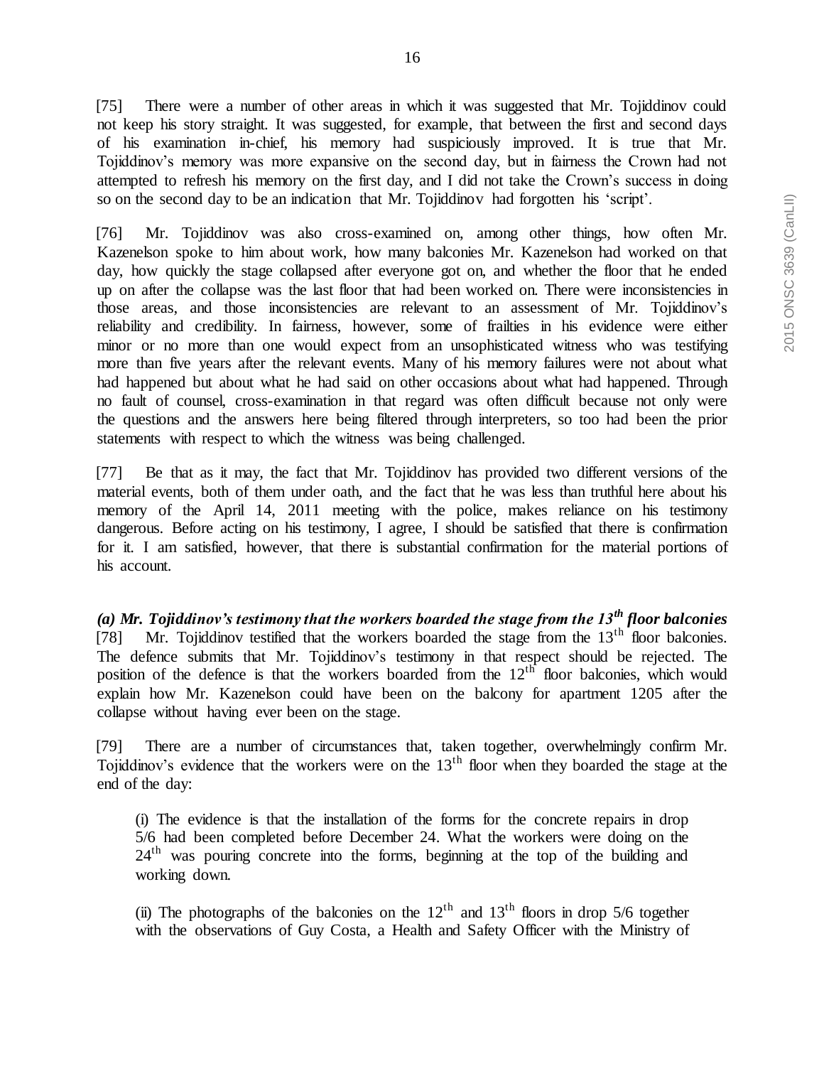[75] There were a number of other areas in which it was suggested that Mr. Tojiddinov could not keep his story straight. It was suggested, for example, that between the first and second days of his examination in-chief, his memory had suspiciously improved. It is true that Mr. Tojiddinov's memory was more expansive on the second day, but in fairness the Crown had not attempted to refresh his memory on the first day, and I did not take the Crown's success in doing so on the second day to be an indication that Mr. Tojiddinov had forgotten his 'script'.

[76] Mr. Tojiddinov was also cross-examined on, among other things, how often Mr. Kazenelson spoke to him about work, how many balconies Mr. Kazenelson had worked on that day, how quickly the stage collapsed after everyone got on, and whether the floor that he ended up on after the collapse was the last floor that had been worked on. There were inconsistencies in those areas, and those inconsistencies are relevant to an assessment of Mr. Tojiddinov's reliability and credibility. In fairness, however, some of frailties in his evidence were either minor or no more than one would expect from an unsophisticated witness who was testifying more than five years after the relevant events. Many of his memory failures were not about what had happened but about what he had said on other occasions about what had happened. Through no fault of counsel, cross-examination in that regard was often difficult because not only were the questions and the answers here being filtered through interpreters, so too had been the prior statements with respect to which the witness was being challenged.

[77] Be that as it may, the fact that Mr. Tojiddinov has provided two different versions of the material events, both of them under oath, and the fact that he was less than truthful here about his memory of the April 14, 2011 meeting with the police, makes reliance on his testimony dangerous. Before acting on his testimony, I agree, I should be satisfied that there is confirmation for it. I am satisfied, however, that there is substantial confirmation for the material portions of his account.

***(a) Mr. Tojiddinov's testimony that the workers boarded the stage from the 13th floor balconies***

[78] Mr. Tojiddinov testified that the workers boarded the stage from the 13th floor balconies. The defence submits that Mr. Tojiddinov's testimony in that respect should be rejected. The position of the defence is that the workers boarded from the 12th floor balconies, which would explain how Mr. Kazenelson could have been on the balcony for apartment 1205 after the collapse without having ever been on the stage.

[79] There are a number of circumstances that, taken together, overwhelmingly confirm Mr. Tojiddinov's evidence that the workers were on the 13th floor when they boarded the stage at the end of the day:

> (i) The evidence is that the installation of the forms for the concrete repairs in drop 5/6 had been completed before December 24. What the workers were doing on the 24th was pouring concrete into the forms, beginning at the top of the building and working down.
>
> (ii) The photographs of the balconies on the 12th and 13th floors in drop 5/6 together with the observations of Guy Costa, a Health and Safety Officer with the Ministry of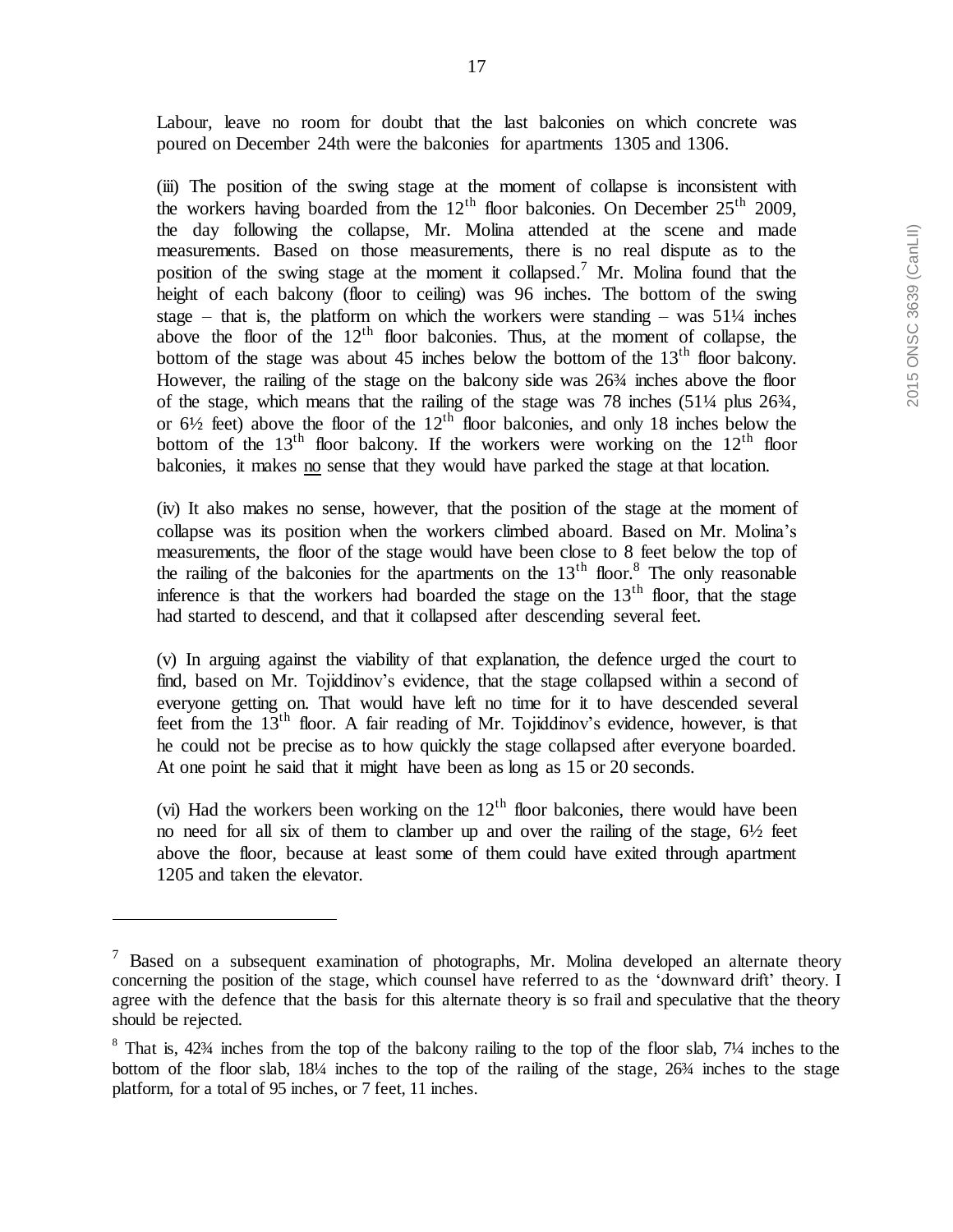Labour, leave no room for doubt that the last balconies on which concrete was poured on December 24th were the balconies for apartments 1305 and 1306.

(iii) The position of the swing stage at the moment of collapse is inconsistent with the workers having boarded from the 12th floor balconies. On December 25th 2009, the day following the collapse, Mr. Molina attended at the scene and made measurements. Based on those measurements, there is no real dispute as to the position of the swing stage at the moment it collapsed.[7] Mr. Molina found that the height of each balcony (floor to ceiling) was 96 inches. The bottom of the swing stage – that is, the platform on which the workers were standing – was 51¼ inches above the floor of the 12th floor balconies. Thus, at the moment of collapse, the bottom of the stage was about 45 inches below the bottom of the 13th floor balcony. However, the railing of the stage on the balcony side was 26¾ inches above the floor of the stage, which means that the railing of the stage was 78 inches (51¼ plus 26¾, or 6½ feet) above the floor of the 12th floor balconies, and only 18 inches below the bottom of the 13th floor balcony. If the workers were working on the 12th floor balconies, it makes <u>no</u> sense that they would have parked the stage at that location.

(iv) It also makes no sense, however, that the position of the stage at the moment of collapse was its position when the workers climbed aboard. Based on Mr. Molina's measurements, the floor of the stage would have been close to 8 feet below the top of the railing of the balconies for the apartments on the 13th floor.[8] The only reasonable inference is that the workers had boarded the stage on the 13th floor, that the stage had started to descend, and that it collapsed after descending several feet.

(v) In arguing against the viability of that explanation, the defence urged the court to find, based on Mr. Tojiddinov's evidence, that the stage collapsed within a second of everyone getting on. That would have left no time for it to have descended several feet from the 13th floor. A fair reading of Mr. Tojiddinov's evidence, however, is that he could not be precise as to how quickly the stage collapsed after everyone boarded. At one point he said that it might have been as long as 15 or 20 seconds.

(vi) Had the workers been working on the 12th floor balconies, there would have been no need for all six of them to clamber up and over the railing of the stage, 6½ feet above the floor, because at least some of them could have exited through apartment 1205 and taken the elevator.

---

[7] Based on a subsequent examination of photographs, Mr. Molina developed an alternate theory concerning the position of the stage, which counsel have referred to as the 'downward drift' theory. I agree with the defence that the basis for this alternate theory is so frail and speculative that the theory should be rejected.

[8] That is, 42¾ inches from the top of the balcony railing to the top of the floor slab, 7¼ inches to the bottom of the floor slab, 18¼ inches to the top of the railing of the stage, 26¾ inches to the stage platform, for a total of 95 inches, or 7 feet, 11 inches.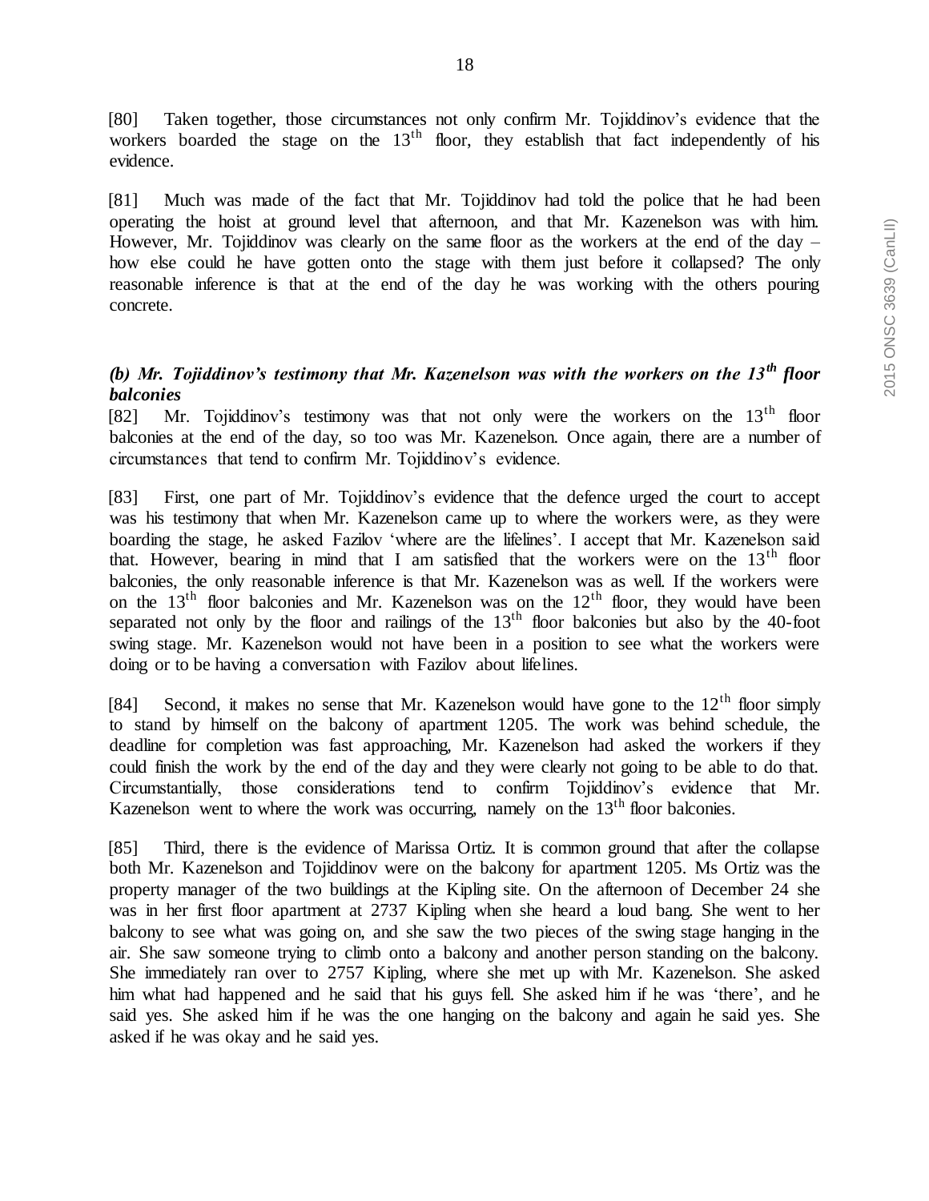[80] Taken together, those circumstances not only confirm Mr. Tojiddinov's evidence that the workers boarded the stage on the 13th floor, they establish that fact independently of his evidence.

[81] Much was made of the fact that Mr. Tojiddinov had told the police that he had been operating the hoist at ground level that afternoon, and that Mr. Kazenelson was with him. However, Mr. Tojiddinov was clearly on the same floor as the workers at the end of the day – how else could he have gotten onto the stage with them just before it collapsed? The only reasonable inference is that at the end of the day he was working with the others pouring concrete.

### *(b) Mr. Tojiddinov's testimony that Mr. Kazenelson was with the workers on the 13th floor balconies*

[82] Mr. Tojiddinov's testimony was that not only were the workers on the 13th floor balconies at the end of the day, so too was Mr. Kazenelson. Once again, there are a number of circumstances that tend to confirm Mr. Tojiddinov's evidence.

[83] First, one part of Mr. Tojiddinov's evidence that the defence urged the court to accept was his testimony that when Mr. Kazenelson came up to where the workers were, as they were boarding the stage, he asked Fazilov 'where are the lifelines'. I accept that Mr. Kazenelson said that. However, bearing in mind that I am satisfied that the workers were on the 13th floor balconies, the only reasonable inference is that Mr. Kazenelson was as well. If the workers were on the 13th floor balconies and Mr. Kazenelson was on the 12th floor, they would have been separated not only by the floor and railings of the 13th floor balconies but also by the 40-foot swing stage. Mr. Kazenelson would not have been in a position to see what the workers were doing or to be having a conversation with Fazilov about lifelines.

[84] Second, it makes no sense that Mr. Kazenelson would have gone to the 12th floor simply to stand by himself on the balcony of apartment 1205. The work was behind schedule, the deadline for completion was fast approaching, Mr. Kazenelson had asked the workers if they could finish the work by the end of the day and they were clearly not going to be able to do that. Circumstantially, those considerations tend to confirm Tojiddinov's evidence that Mr. Kazenelson went to where the work was occurring, namely on the 13th floor balconies.

[85] Third, there is the evidence of Marissa Ortiz. It is common ground that after the collapse both Mr. Kazenelson and Tojiddinov were on the balcony for apartment 1205. Ms Ortiz was the property manager of the two buildings at the Kipling site. On the afternoon of December 24 she was in her first floor apartment at 2737 Kipling when she heard a loud bang. She went to her balcony to see what was going on, and she saw the two pieces of the swing stage hanging in the air. She saw someone trying to climb onto a balcony and another person standing on the balcony. She immediately ran over to 2757 Kipling, where she met up with Mr. Kazenelson. She asked him what had happened and he said that his guys fell. She asked him if he was 'there', and he said yes. She asked him if he was the one hanging on the balcony and again he said yes. She asked if he was okay and he said yes.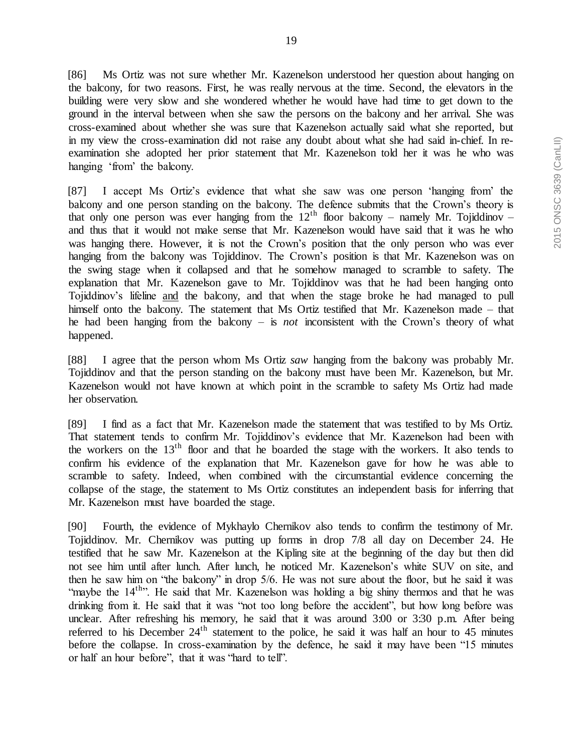[86] Ms Ortiz was not sure whether Mr. Kazenelson understood her question about hanging on the balcony, for two reasons. First, he was really nervous at the time. Second, the elevators in the building were very slow and she wondered whether he would have had time to get down to the ground in the interval between when she saw the persons on the balcony and her arrival. She was cross-examined about whether she was sure that Kazenelson actually said what she reported, but in my view the cross-examination did not raise any doubt about what she had said in-chief. In re-examination she adopted her prior statement that Mr. Kazenelson told her it was he who was hanging 'from' the balcony.

[87] I accept Ms Ortiz's evidence that what she saw was one person 'hanging from' the balcony and one person standing on the balcony. The defence submits that the Crown's theory is that only one person was ever hanging from the 12th floor balcony – namely Mr. Tojiddinov – and thus that it would not make sense that Mr. Kazenelson would have said that it was he who was hanging there. However, it is not the Crown's position that the only person who was ever hanging from the balcony was Tojiddinov. The Crown's position is that Mr. Kazenelson was on the swing stage when it collapsed and that he somehow managed to scramble to safety. The explanation that Mr. Kazenelson gave to Mr. Tojiddinov was that he had been hanging onto Tojiddinov's lifeline and the balcony, and that when the stage broke he had managed to pull himself onto the balcony. The statement that Ms Ortiz testified that Mr. Kazenelson made – that he had been hanging from the balcony – is *not* inconsistent with the Crown's theory of what happened.

[88] I agree that the person whom Ms Ortiz *saw* hanging from the balcony was probably Mr. Tojiddinov and that the person standing on the balcony must have been Mr. Kazenelson, but Mr. Kazenelson would not have known at which point in the scramble to safety Ms Ortiz had made her observation.

[89] I find as a fact that Mr. Kazenelson made the statement that was testified to by Ms Ortiz. That statement tends to confirm Mr. Tojiddinov's evidence that Mr. Kazenelson had been with the workers on the 13th floor and that he boarded the stage with the workers. It also tends to confirm his evidence of the explanation that Mr. Kazenelson gave for how he was able to scramble to safety. Indeed, when combined with the circumstantial evidence concerning the collapse of the stage, the statement to Ms Ortiz constitutes an independent basis for inferring that Mr. Kazenelson must have boarded the stage.

[90] Fourth, the evidence of Mykhaylo Chernikov also tends to confirm the testimony of Mr. Tojiddinov. Mr. Chernikov was putting up forms in drop 7/8 all day on December 24. He testified that he saw Mr. Kazenelson at the Kipling site at the beginning of the day but then did not see him until after lunch. After lunch, he noticed Mr. Kazenelson's white SUV on site, and then he saw him on "the balcony" in drop 5/6. He was not sure about the floor, but he said it was "maybe the 14th". He said that Mr. Kazenelson was holding a big shiny thermos and that he was drinking from it. He said that it was "not too long before the accident", but how long before was unclear. After refreshing his memory, he said that it was around 3:00 or 3:30 p.m. After being referred to his December 24th statement to the police, he said it was half an hour to 45 minutes before the collapse. In cross-examination by the defence, he said it may have been "15 minutes or half an hour before", that it was "hard to tell".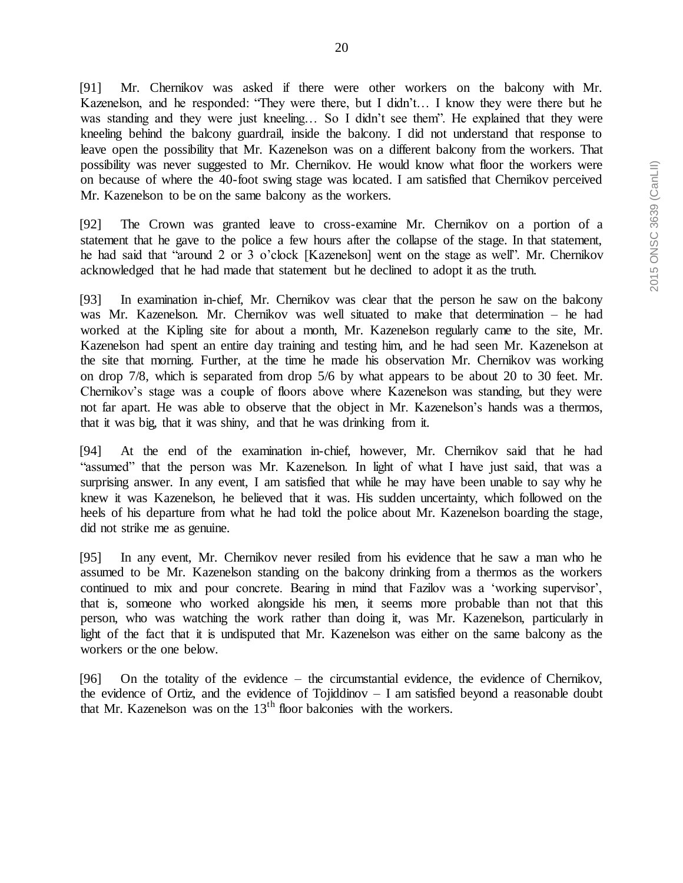[91] Mr. Chernikov was asked if there were other workers on the balcony with Mr. Kazenelson, and he responded: "They were there, but I didn't… I know they were there but he was standing and they were just kneeling… So I didn't see them". He explained that they were kneeling behind the balcony guardrail, inside the balcony. I did not understand that response to leave open the possibility that Mr. Kazenelson was on a different balcony from the workers. That possibility was never suggested to Mr. Chernikov. He would know what floor the workers were on because of where the 40-foot swing stage was located. I am satisfied that Chernikov perceived Mr. Kazenelson to be on the same balcony as the workers.

[92] The Crown was granted leave to cross-examine Mr. Chernikov on a portion of a statement that he gave to the police a few hours after the collapse of the stage. In that statement, he had said that "around 2 or 3 o'clock [Kazenelson] went on the stage as well". Mr. Chernikov acknowledged that he had made that statement but he declined to adopt it as the truth.

[93] In examination in-chief, Mr. Chernikov was clear that the person he saw on the balcony was Mr. Kazenelson. Mr. Chernikov was well situated to make that determination – he had worked at the Kipling site for about a month, Mr. Kazenelson regularly came to the site, Mr. Kazenelson had spent an entire day training and testing him, and he had seen Mr. Kazenelson at the site that morning. Further, at the time he made his observation Mr. Chernikov was working on drop 7/8, which is separated from drop 5/6 by what appears to be about 20 to 30 feet. Mr. Chernikov's stage was a couple of floors above where Kazenelson was standing, but they were not far apart. He was able to observe that the object in Mr. Kazenelson's hands was a thermos, that it was big, that it was shiny, and that he was drinking from it.

[94] At the end of the examination in-chief, however, Mr. Chernikov said that he had "assumed" that the person was Mr. Kazenelson. In light of what I have just said, that was a surprising answer. In any event, I am satisfied that while he may have been unable to say why he knew it was Kazenelson, he believed that it was. His sudden uncertainty, which followed on the heels of his departure from what he had told the police about Mr. Kazenelson boarding the stage, did not strike me as genuine.

[95] In any event, Mr. Chernikov never resiled from his evidence that he saw a man who he assumed to be Mr. Kazenelson standing on the balcony drinking from a thermos as the workers continued to mix and pour concrete. Bearing in mind that Fazilov was a 'working supervisor', that is, someone who worked alongside his men, it seems more probable than not that this person, who was watching the work rather than doing it, was Mr. Kazenelson, particularly in light of the fact that it is undisputed that Mr. Kazenelson was either on the same balcony as the workers or the one below.

[96] On the totality of the evidence – the circumstantial evidence, the evidence of Chernikov, the evidence of Ortiz, and the evidence of Tojiddinov – I am satisfied beyond a reasonable doubt that Mr. Kazenelson was on the 13th floor balconies with the workers.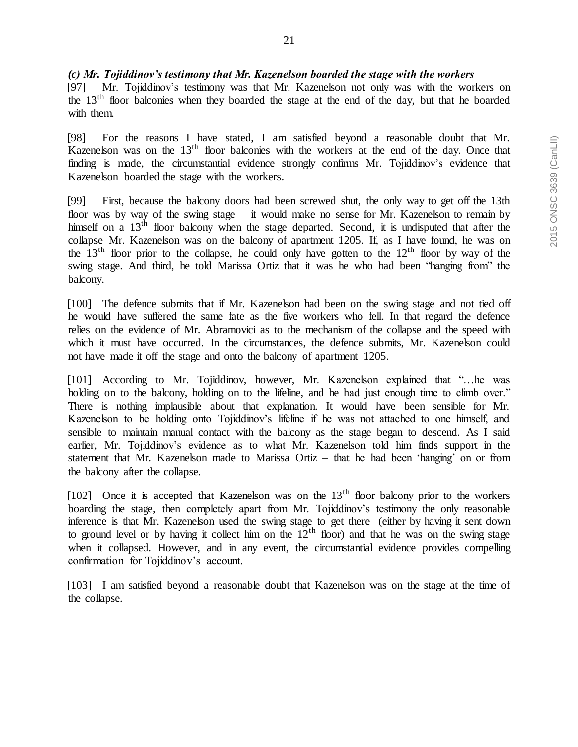***(c) Mr. Tojiddinov's testimony that Mr. Kazenelson boarded the stage with the workers***

[97] Mr. Tojiddinov's testimony was that Mr. Kazenelson not only was with the workers on the 13$^{th}$ floor balconies when they boarded the stage at the end of the day, but that he boarded with them.

[98] For the reasons I have stated, I am satisfied beyond a reasonable doubt that Mr. Kazenelson was on the 13$^{th}$ floor balconies with the workers at the end of the day. Once that finding is made, the circumstantial evidence strongly confirms Mr. Tojiddinov's evidence that Kazenelson boarded the stage with the workers.

[99] First, because the balcony doors had been screwed shut, the only way to get off the 13th floor was by way of the swing stage – it would make no sense for Mr. Kazenelson to remain by himself on a 13$^{th}$ floor balcony when the stage departed. Second, it is undisputed that after the collapse Mr. Kazenelson was on the balcony of apartment 1205. If, as I have found, he was on the 13$^{th}$ floor prior to the collapse, he could only have gotten to the 12$^{th}$ floor by way of the swing stage. And third, he told Marissa Ortiz that it was he who had been "hanging from" the balcony.

[100] The defence submits that if Mr. Kazenelson had been on the swing stage and not tied off he would have suffered the same fate as the five workers who fell. In that regard the defence relies on the evidence of Mr. Abramovici as to the mechanism of the collapse and the speed with which it must have occurred. In the circumstances, the defence submits, Mr. Kazenelson could not have made it off the stage and onto the balcony of apartment 1205.

[101] According to Mr. Tojiddinov, however, Mr. Kazenelson explained that "…he was holding on to the balcony, holding on to the lifeline, and he had just enough time to climb over." There is nothing implausible about that explanation. It would have been sensible for Mr. Kazenelson to be holding onto Tojiddinov's lifeline if he was not attached to one himself, and sensible to maintain manual contact with the balcony as the stage began to descend. As I said earlier, Mr. Tojiddinov's evidence as to what Mr. Kazenelson told him finds support in the statement that Mr. Kazenelson made to Marissa Ortiz – that he had been 'hanging' on or from the balcony after the collapse.

[102] Once it is accepted that Kazenelson was on the 13$^{th}$ floor balcony prior to the workers boarding the stage, then completely apart from Mr. Tojiddinov's testimony the only reasonable inference is that Mr. Kazenelson used the swing stage to get there (either by having it sent down to ground level or by having it collect him on the 12$^{th}$ floor) and that he was on the swing stage when it collapsed. However, and in any event, the circumstantial evidence provides compelling confirmation for Tojiddinov's account.

[103] I am satisfied beyond a reasonable doubt that Kazenelson was on the stage at the time of the collapse.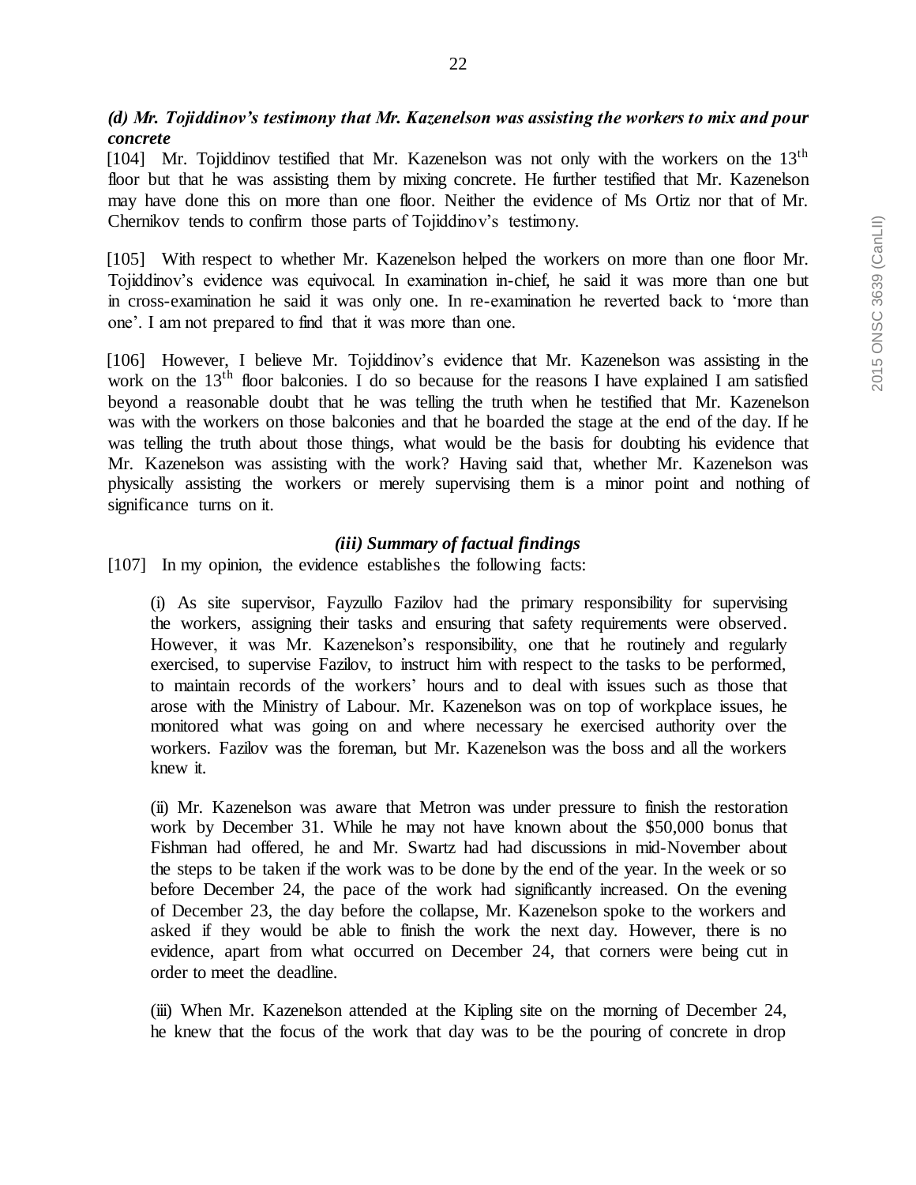### *(d) Mr. Tojiddinov's testimony that Mr. Kazenelson was assisting the workers to mix and pour concrete*

[104] Mr. Tojiddinov testified that Mr. Kazenelson was not only with the workers on the 13th floor but that he was assisting them by mixing concrete. He further testified that Mr. Kazenelson may have done this on more than one floor. Neither the evidence of Ms Ortiz nor that of Mr. Chernikov tends to confirm those parts of Tojiddinov's testimony.

[105] With respect to whether Mr. Kazenelson helped the workers on more than one floor Mr. Tojiddinov's evidence was equivocal. In examination in-chief, he said it was more than one but in cross-examination he said it was only one. In re-examination he reverted back to 'more than one'. I am not prepared to find that it was more than one.

[106] However, I believe Mr. Tojiddinov's evidence that Mr. Kazenelson was assisting in the work on the 13th floor balconies. I do so because for the reasons I have explained I am satisfied beyond a reasonable doubt that he was telling the truth when he testified that Mr. Kazenelson was with the workers on those balconies and that he boarded the stage at the end of the day. If he was telling the truth about those things, what would be the basis for doubting his evidence that Mr. Kazenelson was assisting with the work? Having said that, whether Mr. Kazenelson was physically assisting the workers or merely supervising them is a minor point and nothing of significance turns on it.

### *(iii) Summary of factual findings*

[107] In my opinion, the evidence establishes the following facts:

> (i) As site supervisor, Fayzullo Fazilov had the primary responsibility for supervising the workers, assigning their tasks and ensuring that safety requirements were observed. However, it was Mr. Kazenelson's responsibility, one that he routinely and regularly exercised, to supervise Fazilov, to instruct him with respect to the tasks to be performed, to maintain records of the workers' hours and to deal with issues such as those that arose with the Ministry of Labour. Mr. Kazenelson was on top of workplace issues, he monitored what was going on and where necessary he exercised authority over the workers. Fazilov was the foreman, but Mr. Kazenelson was the boss and all the workers knew it.
>
> (ii) Mr. Kazenelson was aware that Metron was under pressure to finish the restoration work by December 31. While he may not have known about the $50,000 bonus that Fishman had offered, he and Mr. Swartz had had discussions in mid-November about the steps to be taken if the work was to be done by the end of the year. In the week or so before December 24, the pace of the work had significantly increased. On the evening of December 23, the day before the collapse, Mr. Kazenelson spoke to the workers and asked if they would be able to finish the work the next day. However, there is no evidence, apart from what occurred on December 24, that corners were being cut in order to meet the deadline.
>
> (iii) When Mr. Kazenelson attended at the Kipling site on the morning of December 24, he knew that the focus of the work that day was to be the pouring of concrete in drop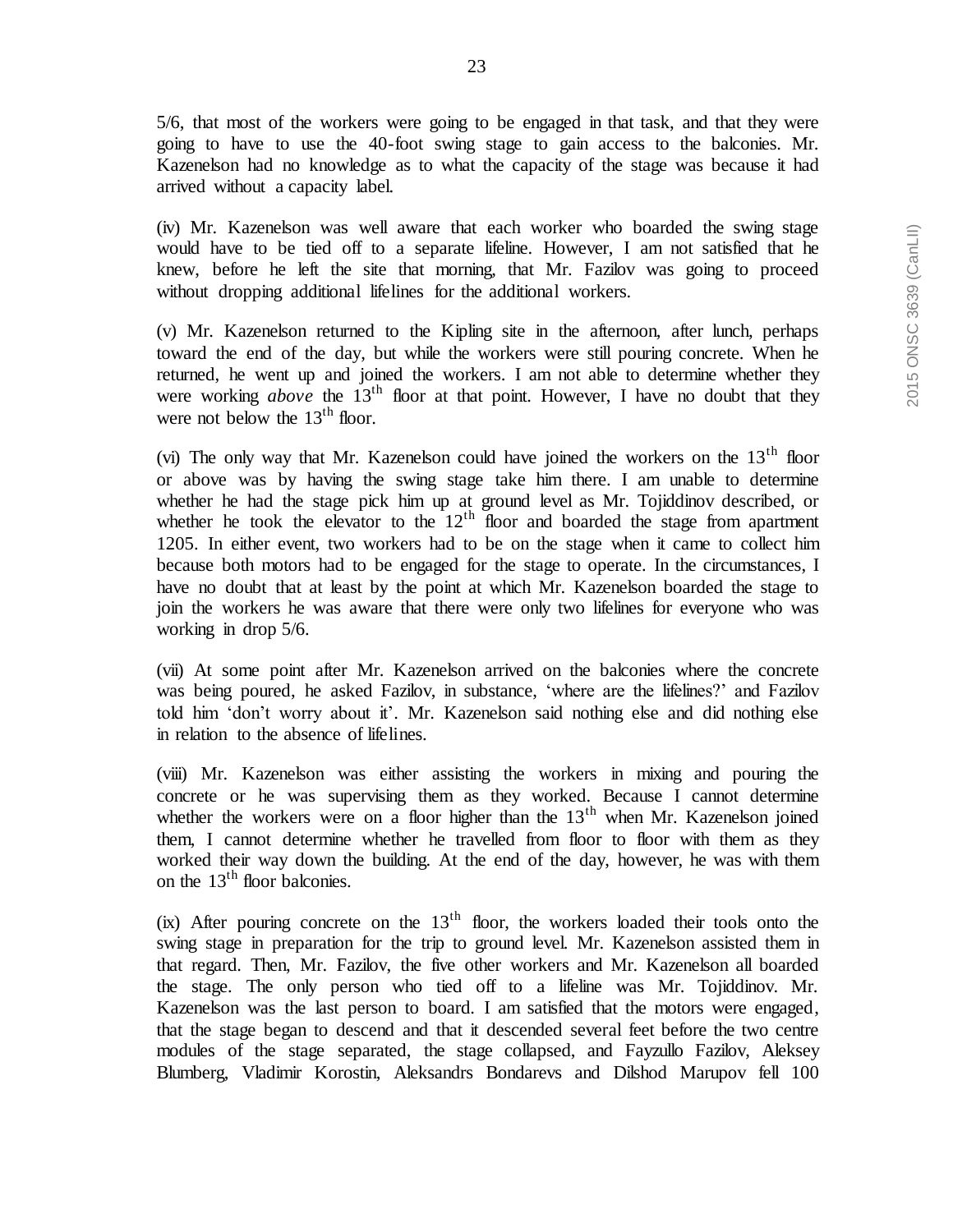5/6, that most of the workers were going to be engaged in that task, and that they were going to have to use the 40-foot swing stage to gain access to the balconies. Mr. Kazenelson had no knowledge as to what the capacity of the stage was because it had arrived without a capacity label.

(iv) Mr. Kazenelson was well aware that each worker who boarded the swing stage would have to be tied off to a separate lifeline. However, I am not satisfied that he knew, before he left the site that morning, that Mr. Fazilov was going to proceed without dropping additional lifelines for the additional workers.

(v) Mr. Kazenelson returned to the Kipling site in the afternoon, after lunch, perhaps toward the end of the day, but while the workers were still pouring concrete. When he returned, he went up and joined the workers. I am not able to determine whether they were working *above* the 13th floor at that point. However, I have no doubt that they were not below the 13th floor.

(vi) The only way that Mr. Kazenelson could have joined the workers on the 13th floor or above was by having the swing stage take him there. I am unable to determine whether he had the stage pick him up at ground level as Mr. Tojiddinov described, or whether he took the elevator to the 12th floor and boarded the stage from apartment 1205. In either event, two workers had to be on the stage when it came to collect him because both motors had to be engaged for the stage to operate. In the circumstances, I have no doubt that at least by the point at which Mr. Kazenelson boarded the stage to join the workers he was aware that there were only two lifelines for everyone who was working in drop 5/6.

(vii) At some point after Mr. Kazenelson arrived on the balconies where the concrete was being poured, he asked Fazilov, in substance, 'where are the lifelines?' and Fazilov told him 'don't worry about it'. Mr. Kazenelson said nothing else and did nothing else in relation to the absence of lifelines.

(viii) Mr. Kazenelson was either assisting the workers in mixing and pouring the concrete or he was supervising them as they worked. Because I cannot determine whether the workers were on a floor higher than the 13th when Mr. Kazenelson joined them, I cannot determine whether he travelled from floor to floor with them as they worked their way down the building. At the end of the day, however, he was with them on the 13th floor balconies.

(ix) After pouring concrete on the 13th floor, the workers loaded their tools onto the swing stage in preparation for the trip to ground level. Mr. Kazenelson assisted them in that regard. Then, Mr. Fazilov, the five other workers and Mr. Kazenelson all boarded the stage. The only person who tied off to a lifeline was Mr. Tojiddinov. Mr. Kazenelson was the last person to board. I am satisfied that the motors were engaged, that the stage began to descend and that it descended several feet before the two centre modules of the stage separated, the stage collapsed, and Fayzullo Fazilov, Aleksey Blumberg, Vladimir Korostin, Aleksandrs Bondarevs and Dilshod Marupov fell 100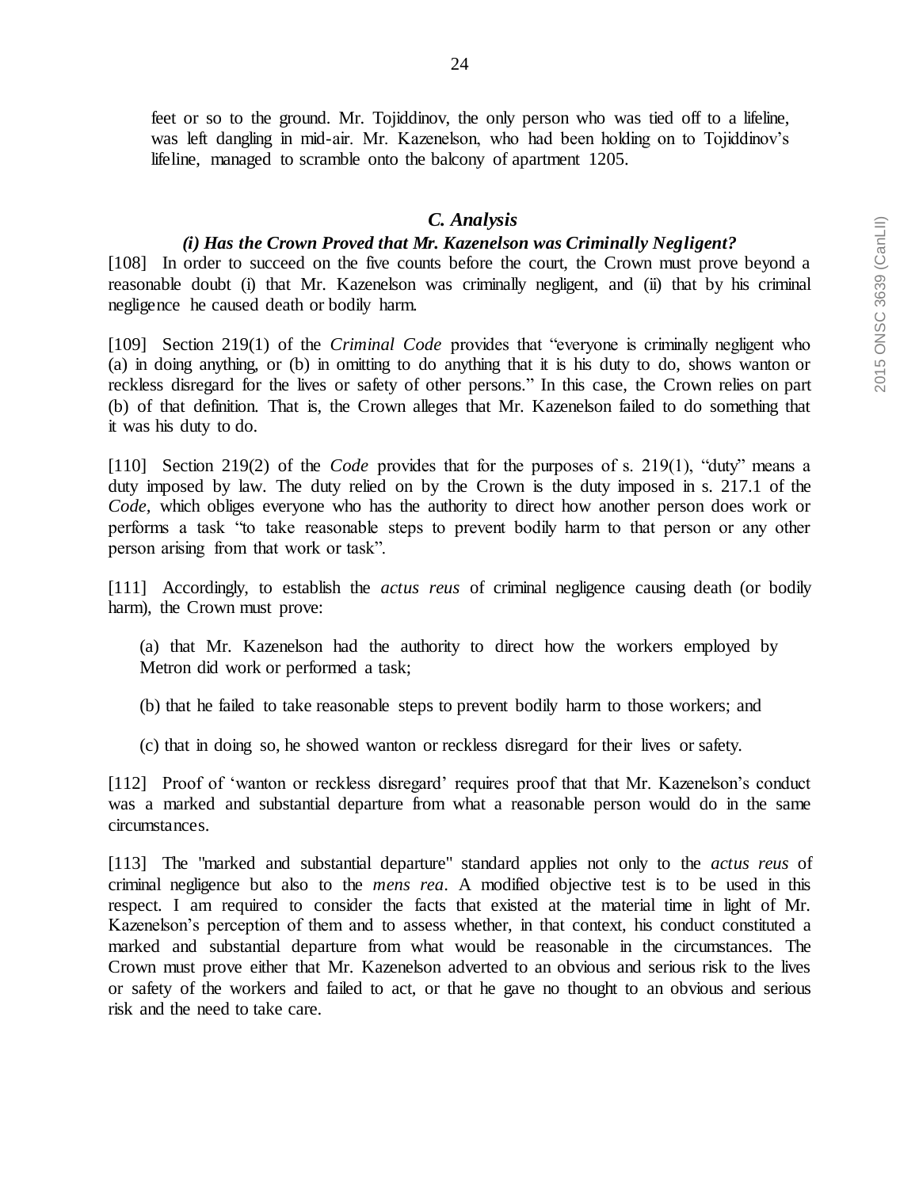feet or so to the ground. Mr. Tojiddinov, the only person who was tied off to a lifeline, was left dangling in mid-air. Mr. Kazenelson, who had been holding on to Tojiddinov's lifeline, managed to scramble onto the balcony of apartment 1205.

### *C. Analysis*

#### *(i) Has the Crown Proved that Mr. Kazenelson was Criminally Negligent?*

[108] In order to succeed on the five counts before the court, the Crown must prove beyond a reasonable doubt (i) that Mr. Kazenelson was criminally negligent, and (ii) that by his criminal negligence he caused death or bodily harm.

[109] Section 219(1) of the *Criminal Code* provides that "everyone is criminally negligent who (a) in doing anything, or (b) in omitting to do anything that it is his duty to do, shows wanton or reckless disregard for the lives or safety of other persons." In this case, the Crown relies on part (b) of that definition. That is, the Crown alleges that Mr. Kazenelson failed to do something that it was his duty to do.

[110] Section 219(2) of the *Code* provides that for the purposes of s. 219(1), "duty" means a duty imposed by law. The duty relied on by the Crown is the duty imposed in s. 217.1 of the *Code*, which obliges everyone who has the authority to direct how another person does work or performs a task "to take reasonable steps to prevent bodily harm to that person or any other person arising from that work or task".

[111] Accordingly, to establish the *actus reus* of criminal negligence causing death (or bodily harm), the Crown must prove:

(a) that Mr. Kazenelson had the authority to direct how the workers employed by Metron did work or performed a task;

(b) that he failed to take reasonable steps to prevent bodily harm to those workers; and

(c) that in doing so, he showed wanton or reckless disregard for their lives or safety.

[112] Proof of 'wanton or reckless disregard' requires proof that that Mr. Kazenelson's conduct was a marked and substantial departure from what a reasonable person would do in the same circumstances.

[113] The "marked and substantial departure" standard applies not only to the *actus reus* of criminal negligence but also to the *mens rea*. A modified objective test is to be used in this respect. I am required to consider the facts that existed at the material time in light of Mr. Kazenelson's perception of them and to assess whether, in that context, his conduct constituted a marked and substantial departure from what would be reasonable in the circumstances. The Crown must prove either that Mr. Kazenelson adverted to an obvious and serious risk to the lives or safety of the workers and failed to act, or that he gave no thought to an obvious and serious risk and the need to take care.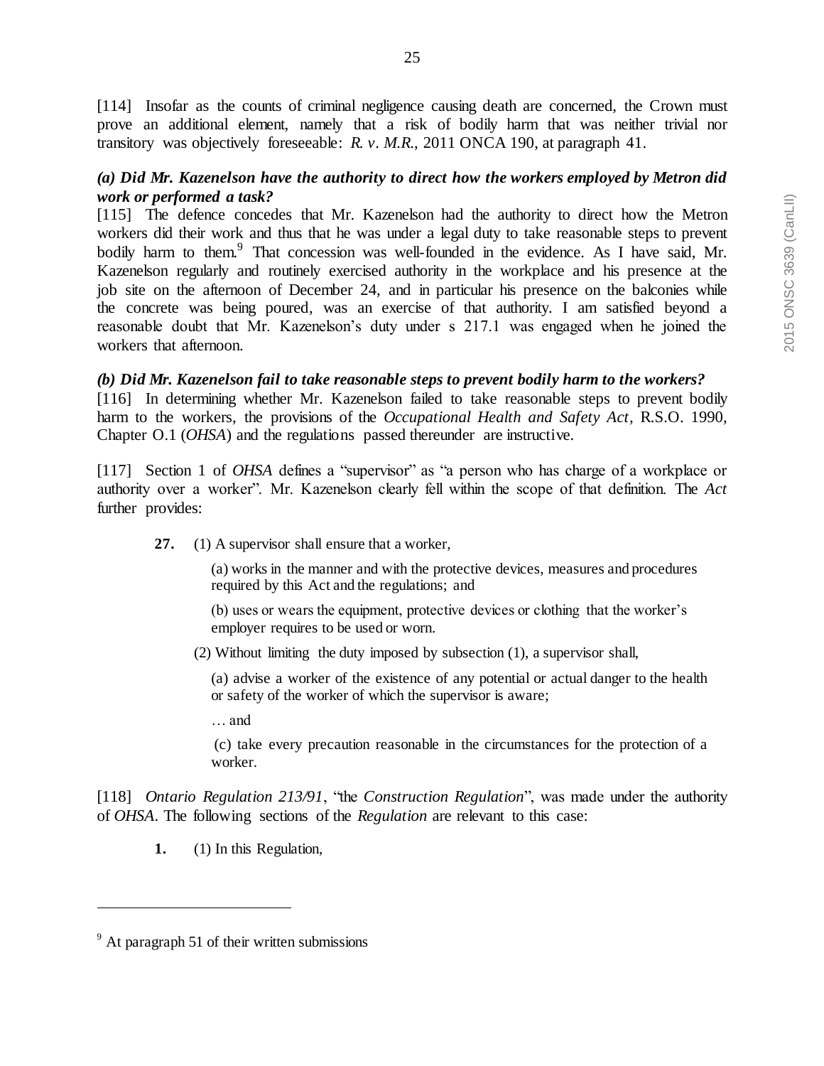[114] Insofar as the counts of criminal negligence causing death are concerned, the Crown must prove an additional element, namely that a risk of bodily harm that was neither trivial nor transitory was objectively foreseeable: *R. v. M.R.*, 2011 ONCA 190, at paragraph 41.

***(a) Did Mr. Kazenelson have the authority to direct how the workers employed by Metron did work or performed a task?***

[115] The defence concedes that Mr. Kazenelson had the authority to direct how the Metron workers did their work and thus that he was under a legal duty to take reasonable steps to prevent bodily harm to them.[9] That concession was well-founded in the evidence. As I have said, Mr. Kazenelson regularly and routinely exercised authority in the workplace and his presence at the job site on the afternoon of December 24, and in particular his presence on the balconies while the concrete was being poured, was an exercise of that authority. I am satisfied beyond a reasonable doubt that Mr. Kazenelson's duty under s 217.1 was engaged when he joined the workers that afternoon.

***(b) Did Mr. Kazenelson fail to take reasonable steps to prevent bodily harm to the workers?***

[116] In determining whether Mr. Kazenelson failed to take reasonable steps to prevent bodily harm to the workers, the provisions of the *Occupational Health and Safety Act*, R.S.O. 1990, Chapter O.1 (*OHSA*) and the regulations passed thereunder are instructive.

[117] Section 1 of *OHSA* defines a "supervisor" as "a person who has charge of a workplace or authority over a worker". Mr. Kazenelson clearly fell within the scope of that definition. The *Act* further provides:

> **27.** (1) A supervisor shall ensure that a worker,
>
> (a) works in the manner and with the protective devices, measures and procedures required by this Act and the regulations; and
>
> (b) uses or wears the equipment, protective devices or clothing that the worker's employer requires to be used or worn.
>
> (2) Without limiting the duty imposed by subsection (1), a supervisor shall,
>
> (a) advise a worker of the existence of any potential or actual danger to the health or safety of the worker of which the supervisor is aware;
>
> … and
>
> (c) take every precaution reasonable in the circumstances for the protection of a worker.

[118] *Ontario Regulation 213/91*, "the *Construction Regulation*", was made under the authority of *OHSA*. The following sections of the *Regulation* are relevant to this case:

> **1.** (1) In this Regulation,

---

[9] At paragraph 51 of their written submissions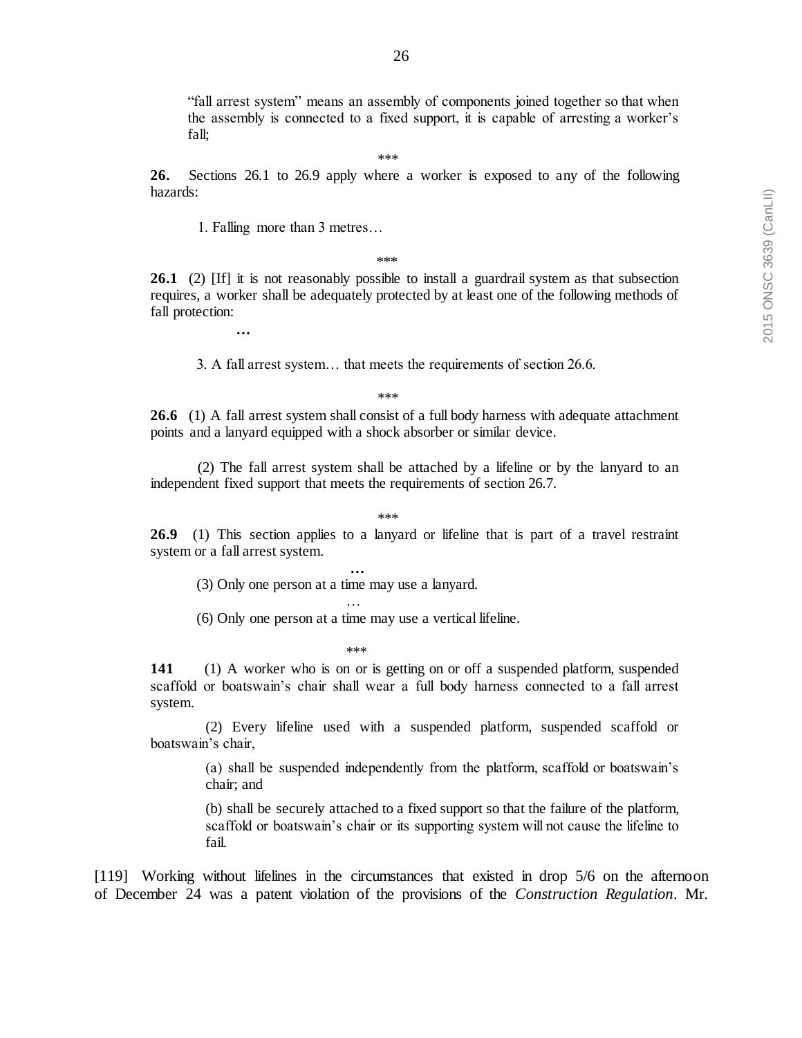"fall arrest system" means an assembly of components joined together so that when the assembly is connected to a fixed support, it is capable of arresting a worker's fall;

\*\*\*

**26.** Sections 26.1 to 26.9 apply where a worker is exposed to any of the following hazards:

1. Falling more than 3 metres…

\*\*\*

**26.1** (2) [If] it is not reasonably possible to install a guardrail system as that subsection requires, a worker shall be adequately protected by at least one of the following methods of fall protection:

…

3. A fall arrest system… that meets the requirements of section 26.6.

\*\*\*

**26.6** (1) A fall arrest system shall consist of a full body harness with adequate attachment points and a lanyard equipped with a shock absorber or similar device.

(2) The fall arrest system shall be attached by a lifeline or by the lanyard to an independent fixed support that meets the requirements of section 26.7.

\*\*\*

**26.9** (1) This section applies to a lanyard or lifeline that is part of a travel restraint system or a fall arrest system.

…

(3) Only one person at a time may use a lanyard.

…

(6) Only one person at a time may use a vertical lifeline.

\*\*\*

**141** (1) A worker who is on or is getting on or off a suspended platform, suspended scaffold or boatswain's chair shall wear a full body harness connected to a fall arrest system.

(2) Every lifeline used with a suspended platform, suspended scaffold or boatswain's chair,

(a) shall be suspended independently from the platform, scaffold or boatswain's chair; and

(b) shall be securely attached to a fixed support so that the failure of the platform, scaffold or boatswain's chair or its supporting system will not cause the lifeline to fail.

[119] Working without lifelines in the circumstances that existed in drop 5/6 on the afternoon of December 24 was a patent violation of the provisions of the *Construction Regulation*. Mr.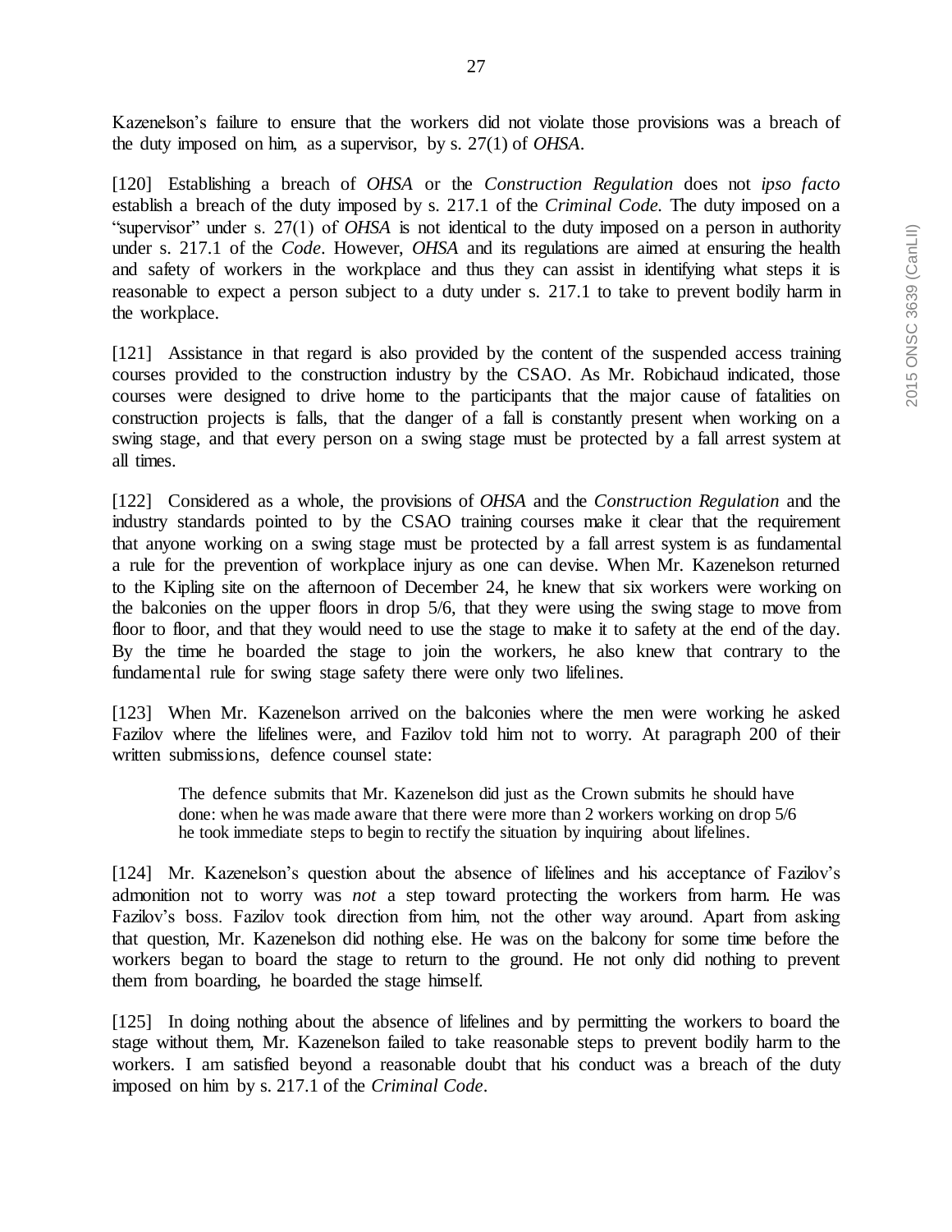Kazenelson's failure to ensure that the workers did not violate those provisions was a breach of the duty imposed on him, as a supervisor, by s. 27(1) of *OHSA*.

[120] Establishing a breach of *OHSA* or the *Construction Regulation* does not *ipso facto* establish a breach of the duty imposed by s. 217.1 of the *Criminal Code.* The duty imposed on a "supervisor" under s. 27(1) of *OHSA* is not identical to the duty imposed on a person in authority under s. 217.1 of the *Code*. However, *OHSA* and its regulations are aimed at ensuring the health and safety of workers in the workplace and thus they can assist in identifying what steps it is reasonable to expect a person subject to a duty under s. 217.1 to take to prevent bodily harm in the workplace.

[121] Assistance in that regard is also provided by the content of the suspended access training courses provided to the construction industry by the CSAO. As Mr. Robichaud indicated, those courses were designed to drive home to the participants that the major cause of fatalities on construction projects is falls, that the danger of a fall is constantly present when working on a swing stage, and that every person on a swing stage must be protected by a fall arrest system at all times.

[122] Considered as a whole, the provisions of *OHSA* and the *Construction Regulation* and the industry standards pointed to by the CSAO training courses make it clear that the requirement that anyone working on a swing stage must be protected by a fall arrest system is as fundamental a rule for the prevention of workplace injury as one can devise. When Mr. Kazenelson returned to the Kipling site on the afternoon of December 24, he knew that six workers were working on the balconies on the upper floors in drop 5/6, that they were using the swing stage to move from floor to floor, and that they would need to use the stage to make it to safety at the end of the day. By the time he boarded the stage to join the workers, he also knew that contrary to the fundamental rule for swing stage safety there were only two lifelines.

[123] When Mr. Kazenelson arrived on the balconies where the men were working he asked Fazilov where the lifelines were, and Fazilov told him not to worry. At paragraph 200 of their written submissions, defence counsel state:

> The defence submits that Mr. Kazenelson did just as the Crown submits he should have done: when he was made aware that there were more than 2 workers working on drop 5/6 he took immediate steps to begin to rectify the situation by inquiring about lifelines.

[124] Mr. Kazenelson's question about the absence of lifelines and his acceptance of Fazilov's admonition not to worry was *not* a step toward protecting the workers from harm. He was Fazilov's boss. Fazilov took direction from him, not the other way around. Apart from asking that question, Mr. Kazenelson did nothing else. He was on the balcony for some time before the workers began to board the stage to return to the ground. He not only did nothing to prevent them from boarding, he boarded the stage himself.

[125] In doing nothing about the absence of lifelines and by permitting the workers to board the stage without them, Mr. Kazenelson failed to take reasonable steps to prevent bodily harm to the workers. I am satisfied beyond a reasonable doubt that his conduct was a breach of the duty imposed on him by s. 217.1 of the *Criminal Code*.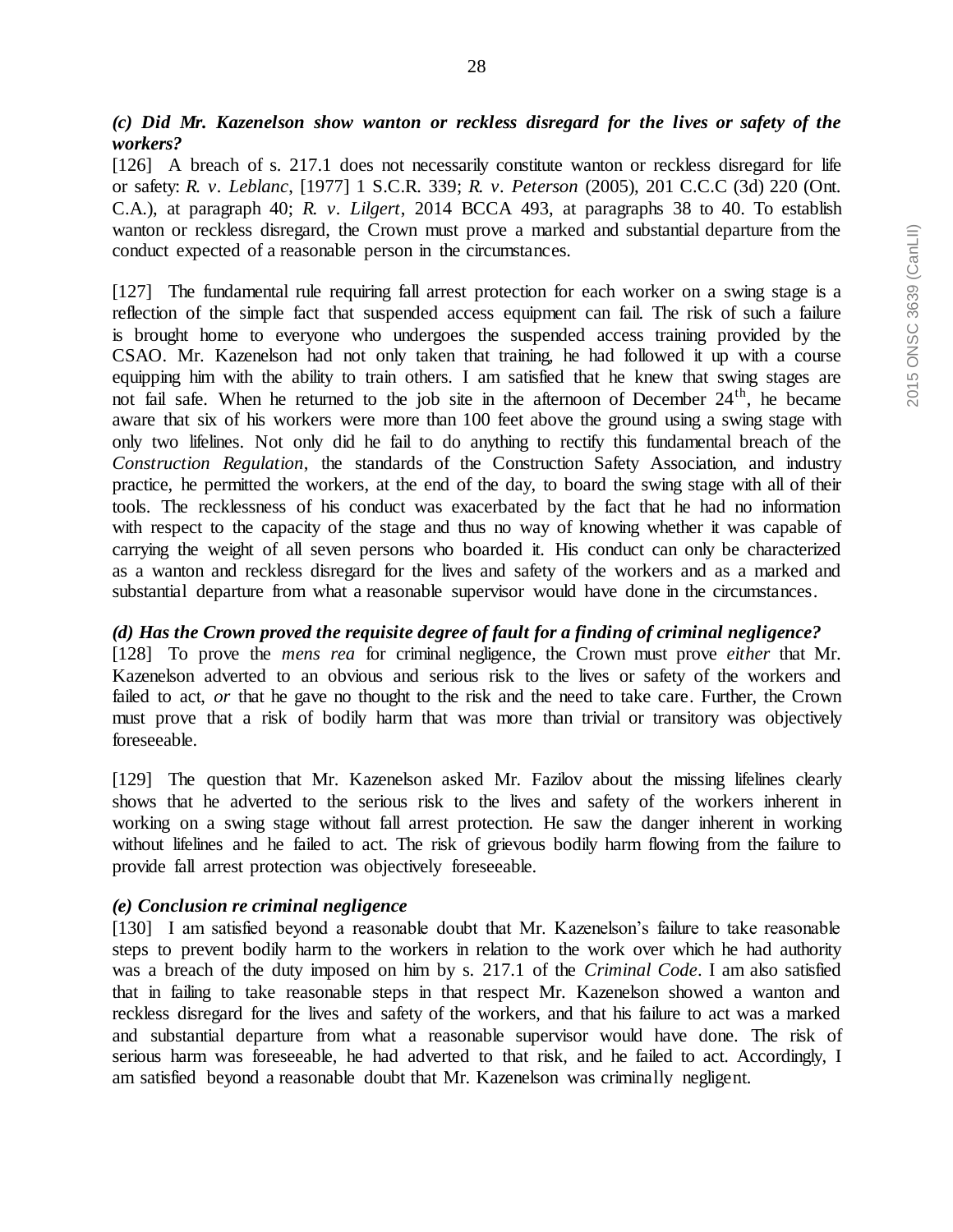### *(c) Did Mr. Kazenelson show wanton or reckless disregard for the lives or safety of the workers?*

[126] A breach of s. 217.1 does not necessarily constitute wanton or reckless disregard for life or safety: *R. v. Leblanc*, [1977] 1 S.C.R. 339; *R. v. Peterson* (2005), 201 C.C.C (3d) 220 (Ont. C.A.), at paragraph 40; *R. v. Lilgert*, 2014 BCCA 493, at paragraphs 38 to 40. To establish wanton or reckless disregard, the Crown must prove a marked and substantial departure from the conduct expected of a reasonable person in the circumstances.

[127] The fundamental rule requiring fall arrest protection for each worker on a swing stage is a reflection of the simple fact that suspended access equipment can fail. The risk of such a failure is brought home to everyone who undergoes the suspended access training provided by the CSAO. Mr. Kazenelson had not only taken that training, he had followed it up with a course equipping him with the ability to train others. I am satisfied that he knew that swing stages are not fail safe. When he returned to the job site in the afternoon of December 24th, he became aware that six of his workers were more than 100 feet above the ground using a swing stage with only two lifelines. Not only did he fail to do anything to rectify this fundamental breach of the *Construction Regulation*, the standards of the Construction Safety Association, and industry practice, he permitted the workers, at the end of the day, to board the swing stage with all of their tools. The recklessness of his conduct was exacerbated by the fact that he had no information with respect to the capacity of the stage and thus no way of knowing whether it was capable of carrying the weight of all seven persons who boarded it. His conduct can only be characterized as a wanton and reckless disregard for the lives and safety of the workers and as a marked and substantial departure from what a reasonable supervisor would have done in the circumstances.

### *(d) Has the Crown proved the requisite degree of fault for a finding of criminal negligence?*

[128] To prove the *mens rea* for criminal negligence, the Crown must prove *either* that Mr. Kazenelson adverted to an obvious and serious risk to the lives or safety of the workers and failed to act, *or* that he gave no thought to the risk and the need to take care. Further, the Crown must prove that a risk of bodily harm that was more than trivial or transitory was objectively foreseeable.

[129] The question that Mr. Kazenelson asked Mr. Fazilov about the missing lifelines clearly shows that he adverted to the serious risk to the lives and safety of the workers inherent in working on a swing stage without fall arrest protection. He saw the danger inherent in working without lifelines and he failed to act. The risk of grievous bodily harm flowing from the failure to provide fall arrest protection was objectively foreseeable.

### *(e) Conclusion re criminal negligence*

[130] I am satisfied beyond a reasonable doubt that Mr. Kazenelson's failure to take reasonable steps to prevent bodily harm to the workers in relation to the work over which he had authority was a breach of the duty imposed on him by s. 217.1 of the *Criminal Code*. I am also satisfied that in failing to take reasonable steps in that respect Mr. Kazenelson showed a wanton and reckless disregard for the lives and safety of the workers, and that his failure to act was a marked and substantial departure from what a reasonable supervisor would have done. The risk of serious harm was foreseeable, he had adverted to that risk, and he failed to act. Accordingly, I am satisfied beyond a reasonable doubt that Mr. Kazenelson was criminally negligent.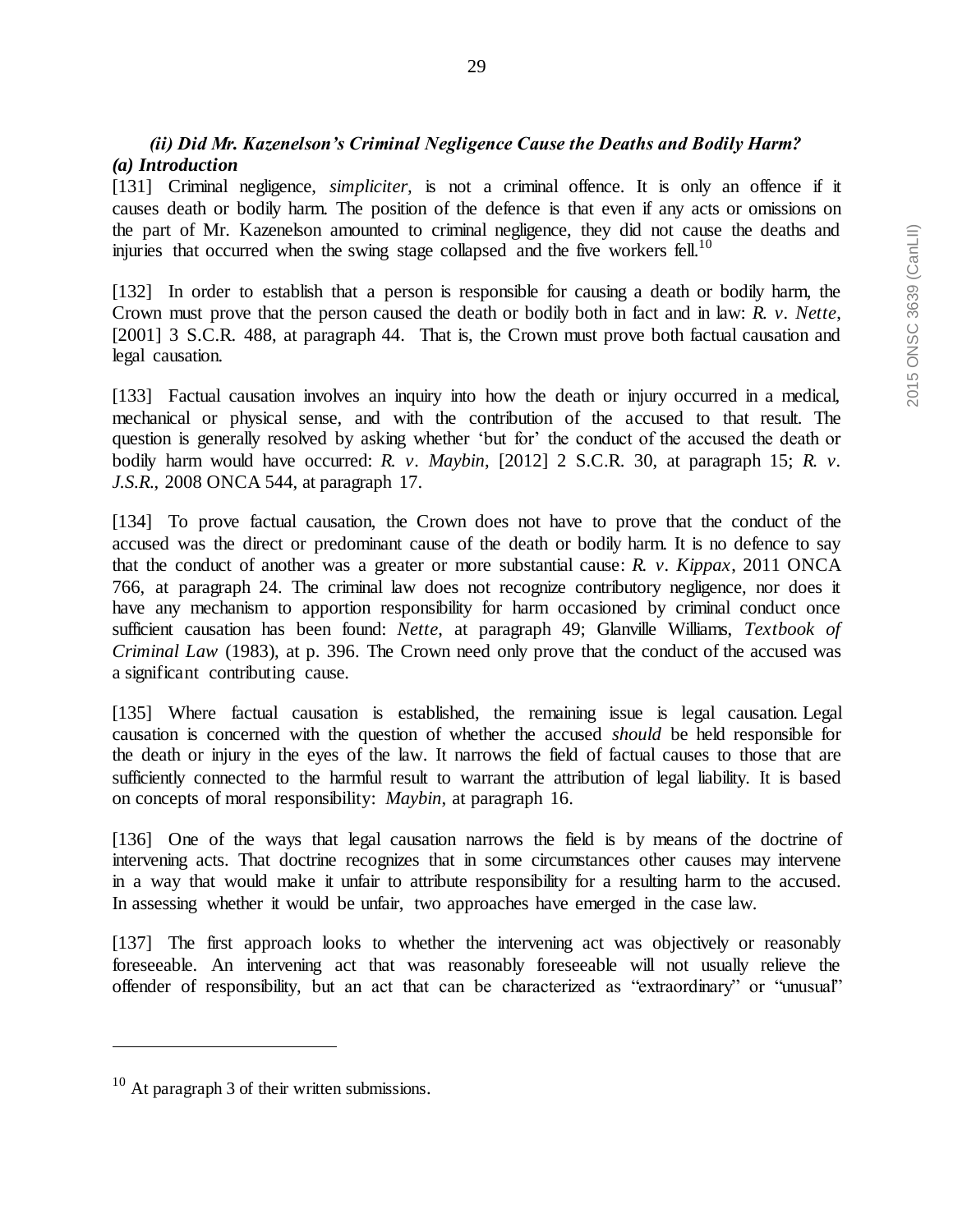### *(ii) Did Mr. Kazenelson's Criminal Negligence Cause the Deaths and Bodily Harm?*

#### *(a) Introduction*

[131] Criminal negligence, *simpliciter*, is not a criminal offence. It is only an offence if it causes death or bodily harm. The position of the defence is that even if any acts or omissions on the part of Mr. Kazenelson amounted to criminal negligence, they did not cause the deaths and injuries that occurred when the swing stage collapsed and the five workers fell.[10]

[132] In order to establish that a person is responsible for causing a death or bodily harm, the Crown must prove that the person caused the death or bodily both in fact and in law: *R. v. Nette*, [2001] 3 S.C.R. 488, at paragraph 44. That is, the Crown must prove both factual causation and legal causation.

[133] Factual causation involves an inquiry into how the death or injury occurred in a medical, mechanical or physical sense, and with the contribution of the accused to that result. The question is generally resolved by asking whether 'but for' the conduct of the accused the death or bodily harm would have occurred: *R. v. Maybin*, [2012] 2 S.C.R. 30, at paragraph 15; *R. v. J.S.R.*, 2008 ONCA 544, at paragraph 17.

[134] To prove factual causation, the Crown does not have to prove that the conduct of the accused was the direct or predominant cause of the death or bodily harm. It is no defence to say that the conduct of another was a greater or more substantial cause: *R. v. Kippax*, 2011 ONCA 766, at paragraph 24. The criminal law does not recognize contributory negligence, nor does it have any mechanism to apportion responsibility for harm occasioned by criminal conduct once sufficient causation has been found: *Nette*, at paragraph 49; Glanville Williams, *Textbook of Criminal Law* (1983), at p. 396. The Crown need only prove that the conduct of the accused was a significant contributing cause.

[135] Where factual causation is established, the remaining issue is legal causation. Legal causation is concerned with the question of whether the accused *should* be held responsible for the death or injury in the eyes of the law. It narrows the field of factual causes to those that are sufficiently connected to the harmful result to warrant the attribution of legal liability. It is based on concepts of moral responsibility: *Maybin*, at paragraph 16.

[136] One of the ways that legal causation narrows the field is by means of the doctrine of intervening acts. That doctrine recognizes that in some circumstances other causes may intervene in a way that would make it unfair to attribute responsibility for a resulting harm to the accused. In assessing whether it would be unfair, two approaches have emerged in the case law.

[137] The first approach looks to whether the intervening act was objectively or reasonably foreseeable. An intervening act that was reasonably foreseeable will not usually relieve the offender of responsibility, but an act that can be characterized as "extraordinary" or "unusual"

---

[10] At paragraph 3 of their written submissions.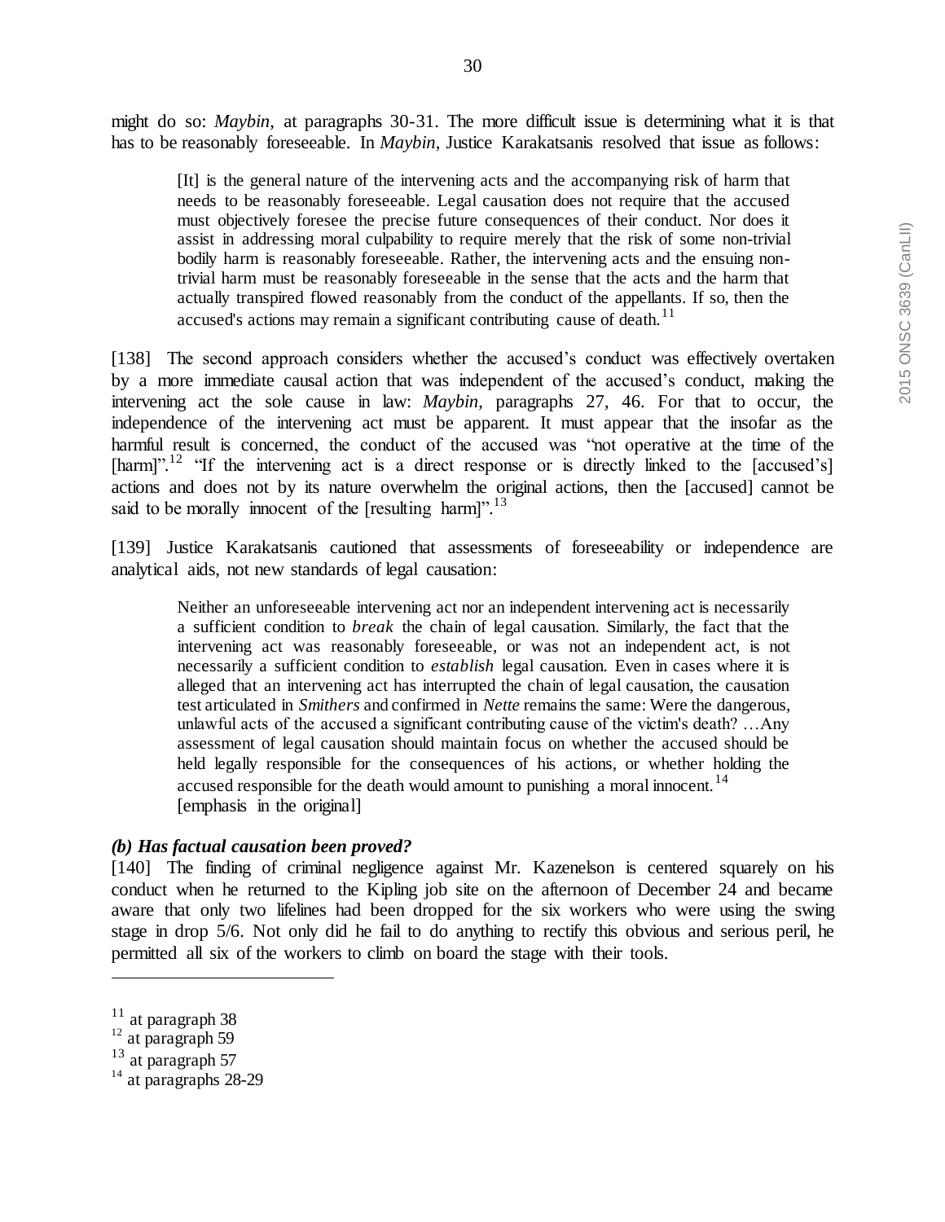might do so: *Maybin*, at paragraphs 30-31. The more difficult issue is determining what it is that has to be reasonably foreseeable. In *Maybin*, Justice Karakatsanis resolved that issue as follows:

> [It] is the general nature of the intervening acts and the accompanying risk of harm that needs to be reasonably foreseeable. Legal causation does not require that the accused must objectively foresee the precise future consequences of their conduct. Nor does it assist in addressing moral culpability to require merely that the risk of some non-trivial bodily harm is reasonably foreseeable. Rather, the intervening acts and the ensuing non-trivial harm must be reasonably foreseeable in the sense that the acts and the harm that actually transpired flowed reasonably from the conduct of the appellants. If so, then the accused's actions may remain a significant contributing cause of death.[11]

[138] The second approach considers whether the accused's conduct was effectively overtaken by a more immediate causal action that was independent of the accused's conduct, making the intervening act the sole cause in law: *Maybin*, paragraphs 27, 46. For that to occur, the independence of the intervening act must be apparent. It must appear that the insofar as the harmful result is concerned, the conduct of the accused was "not operative at the time of the [harm]".[12] "If the intervening act is a direct response or is directly linked to the [accused's] actions and does not by its nature overwhelm the original actions, then the [accused] cannot be said to be morally innocent of the [resulting harm]".[13]

[139] Justice Karakatsanis cautioned that assessments of foreseeability or independence are analytical aids, not new standards of legal causation:

> Neither an unforeseeable intervening act nor an independent intervening act is necessarily a sufficient condition to *break* the chain of legal causation. Similarly, the fact that the intervening act was reasonably foreseeable, or was not an independent act, is not necessarily a sufficient condition to *establish* legal causation. Even in cases where it is alleged that an intervening act has interrupted the chain of legal causation, the causation test articulated in *Smithers* and confirmed in *Nette* remains the same: Were the dangerous, unlawful acts of the accused a significant contributing cause of the victim's death? …Any assessment of legal causation should maintain focus on whether the accused should be held legally responsible for the consequences of his actions, or whether holding the accused responsible for the death would amount to punishing a moral innocent.[14]
> [emphasis in the original]

***(b) Has factual causation been proved?***

[140] The finding of criminal negligence against Mr. Kazenelson is centered squarely on his conduct when he returned to the Kipling job site on the afternoon of December 24 and became aware that only two lifelines had been dropped for the six workers who were using the swing stage in drop 5/6. Not only did he fail to do anything to rectify this obvious and serious peril, he permitted all six of the workers to climb on board the stage with their tools.

---

[11] at paragraph 38
[12] at paragraph 59
[13] at paragraph 57
[14] at paragraphs 28-29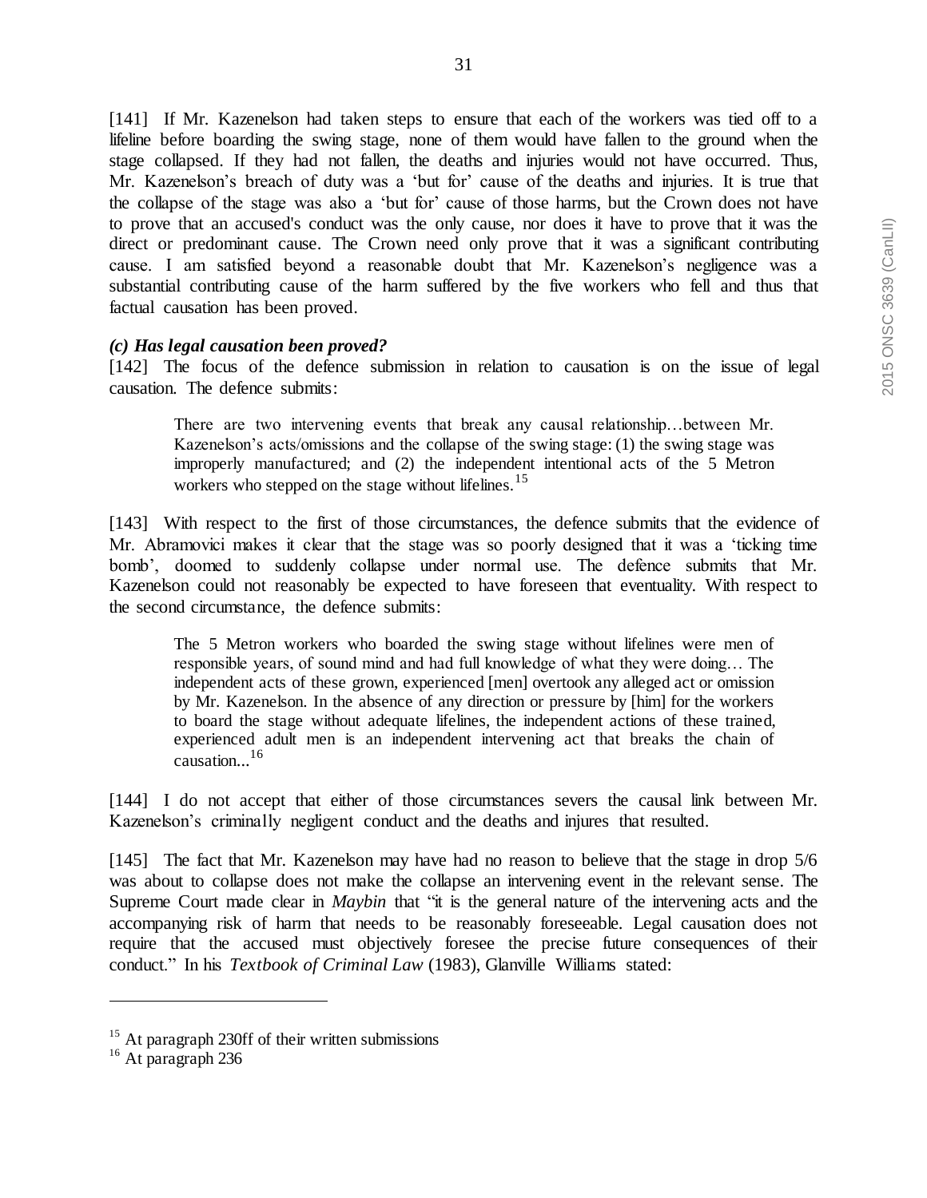[141] If Mr. Kazenelson had taken steps to ensure that each of the workers was tied off to a lifeline before boarding the swing stage, none of them would have fallen to the ground when the stage collapsed. If they had not fallen, the deaths and injuries would not have occurred. Thus, Mr. Kazenelson's breach of duty was a 'but for' cause of the deaths and injuries. It is true that the collapse of the stage was also a 'but for' cause of those harms, but the Crown does not have to prove that an accused's conduct was the only cause, nor does it have to prove that it was the direct or predominant cause. The Crown need only prove that it was a significant contributing cause. I am satisfied beyond a reasonable doubt that Mr. Kazenelson's negligence was a substantial contributing cause of the harm suffered by the five workers who fell and thus that factual causation has been proved.

### *(c) Has legal causation been proved?*

[142] The focus of the defence submission in relation to causation is on the issue of legal causation. The defence submits:

> There are two intervening events that break any causal relationship…between Mr. Kazenelson's acts/omissions and the collapse of the swing stage: (1) the swing stage was improperly manufactured; and (2) the independent intentional acts of the 5 Metron workers who stepped on the stage without lifelines.[15]

[143] With respect to the first of those circumstances, the defence submits that the evidence of Mr. Abramovici makes it clear that the stage was so poorly designed that it was a 'ticking time bomb', doomed to suddenly collapse under normal use. The defence submits that Mr. Kazenelson could not reasonably be expected to have foreseen that eventuality. With respect to the second circumstance, the defence submits:

> The 5 Metron workers who boarded the swing stage without lifelines were men of responsible years, of sound mind and had full knowledge of what they were doing… The independent acts of these grown, experienced [men] overtook any alleged act or omission by Mr. Kazenelson. In the absence of any direction or pressure by [him] for the workers to board the stage without adequate lifelines, the independent actions of these trained, experienced adult men is an independent intervening act that breaks the chain of causation...[16]

[144] I do not accept that either of those circumstances severs the causal link between Mr. Kazenelson's criminally negligent conduct and the deaths and injures that resulted.

[145] The fact that Mr. Kazenelson may have had no reason to believe that the stage in drop 5/6 was about to collapse does not make the collapse an intervening event in the relevant sense. The Supreme Court made clear in *Maybin* that "it is the general nature of the intervening acts and the accompanying risk of harm that needs to be reasonably foreseeable. Legal causation does not require that the accused must objectively foresee the precise future consequences of their conduct." In his *Textbook of Criminal Law* (1983), Glanville Williams stated:

---

[15] At paragraph 230ff of their written submissions

[16] At paragraph 236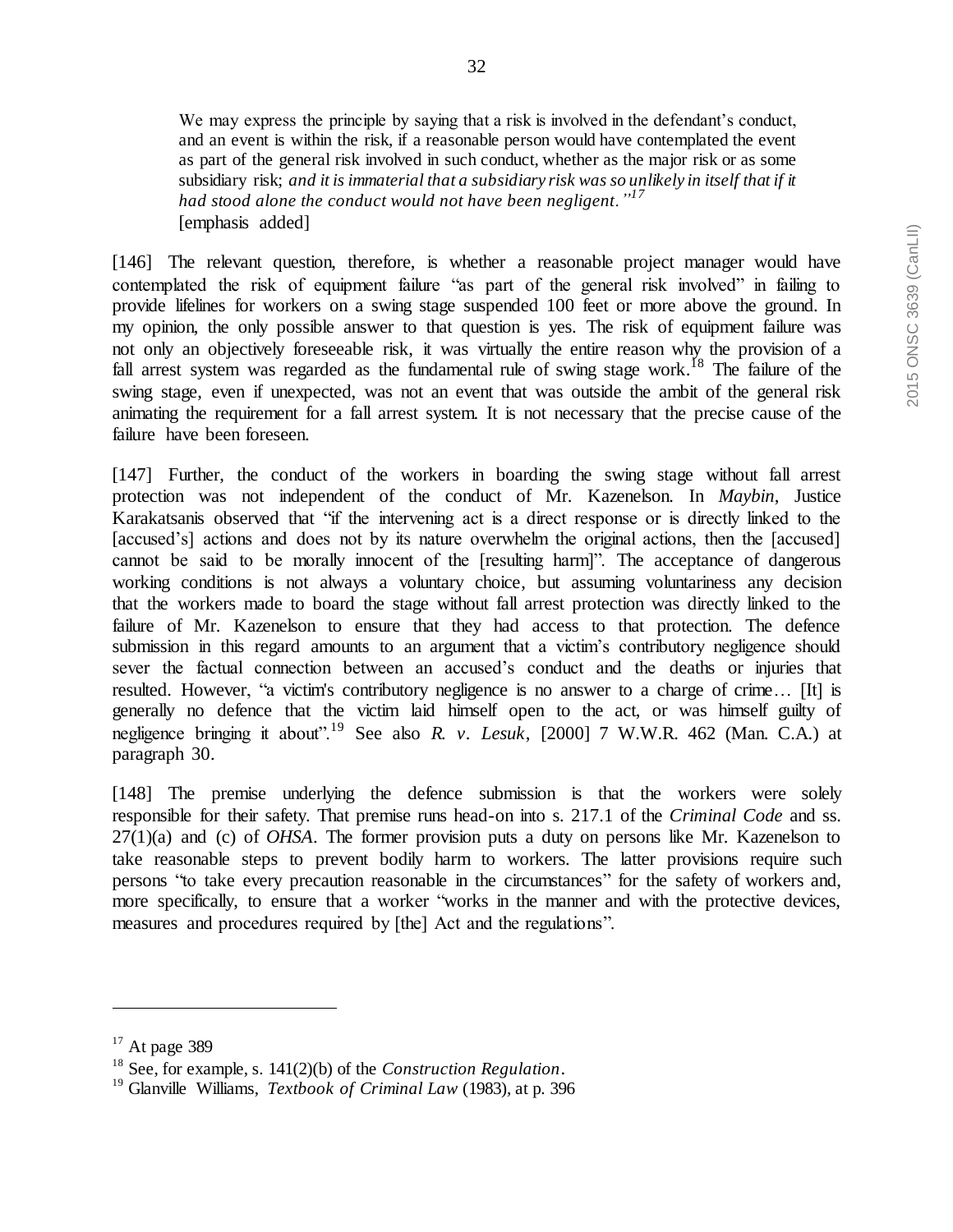> We may express the principle by saying that a risk is involved in the defendant's conduct, and an event is within the risk, if a reasonable person would have contemplated the event as part of the general risk involved in such conduct, whether as the major risk or as some subsidiary risk; *and it is immaterial that a subsidiary risk was so unlikely in itself that if it had stood alone the conduct would not have been negligent."*[17]
> [emphasis added]

[146] The relevant question, therefore, is whether a reasonable project manager would have contemplated the risk of equipment failure "as part of the general risk involved" in failing to provide lifelines for workers on a swing stage suspended 100 feet or more above the ground. In my opinion, the only possible answer to that question is yes. The risk of equipment failure was not only an objectively foreseeable risk, it was virtually the entire reason why the provision of a fall arrest system was regarded as the fundamental rule of swing stage work.[18] The failure of the swing stage, even if unexpected, was not an event that was outside the ambit of the general risk animating the requirement for a fall arrest system. It is not necessary that the precise cause of the failure have been foreseen.

[147] Further, the conduct of the workers in boarding the swing stage without fall arrest protection was not independent of the conduct of Mr. Kazenelson. In *Maybin*, Justice Karakatsanis observed that "if the intervening act is a direct response or is directly linked to the [accused's] actions and does not by its nature overwhelm the original actions, then the [accused] cannot be said to be morally innocent of the [resulting harm]". The acceptance of dangerous working conditions is not always a voluntary choice, but assuming voluntariness any decision that the workers made to board the stage without fall arrest protection was directly linked to the failure of Mr. Kazenelson to ensure that they had access to that protection. The defence submission in this regard amounts to an argument that a victim's contributory negligence should sever the factual connection between an accused's conduct and the deaths or injuries that resulted. However, "a victim's contributory negligence is no answer to a charge of crime… [It] is generally no defence that the victim laid himself open to the act, or was himself guilty of negligence bringing it about".[19] See also *R. v. Lesuk*, [2000] 7 W.W.R. 462 (Man. C.A.) at paragraph 30.

[148] The premise underlying the defence submission is that the workers were solely responsible for their safety. That premise runs head-on into s. 217.1 of the *Criminal Code* and ss. 27(1)(a) and (c) of *OHSA*. The former provision puts a duty on persons like Mr. Kazenelson to take reasonable steps to prevent bodily harm to workers. The latter provisions require such persons "to take every precaution reasonable in the circumstances" for the safety of workers and, more specifically, to ensure that a worker "works in the manner and with the protective devices, measures and procedures required by [the] Act and the regulations".

---

[17] At page 389

[18] See, for example, s. 141(2)(b) of the *Construction Regulation*.

[19] Glanville Williams, *Textbook of Criminal Law* (1983), at p. 396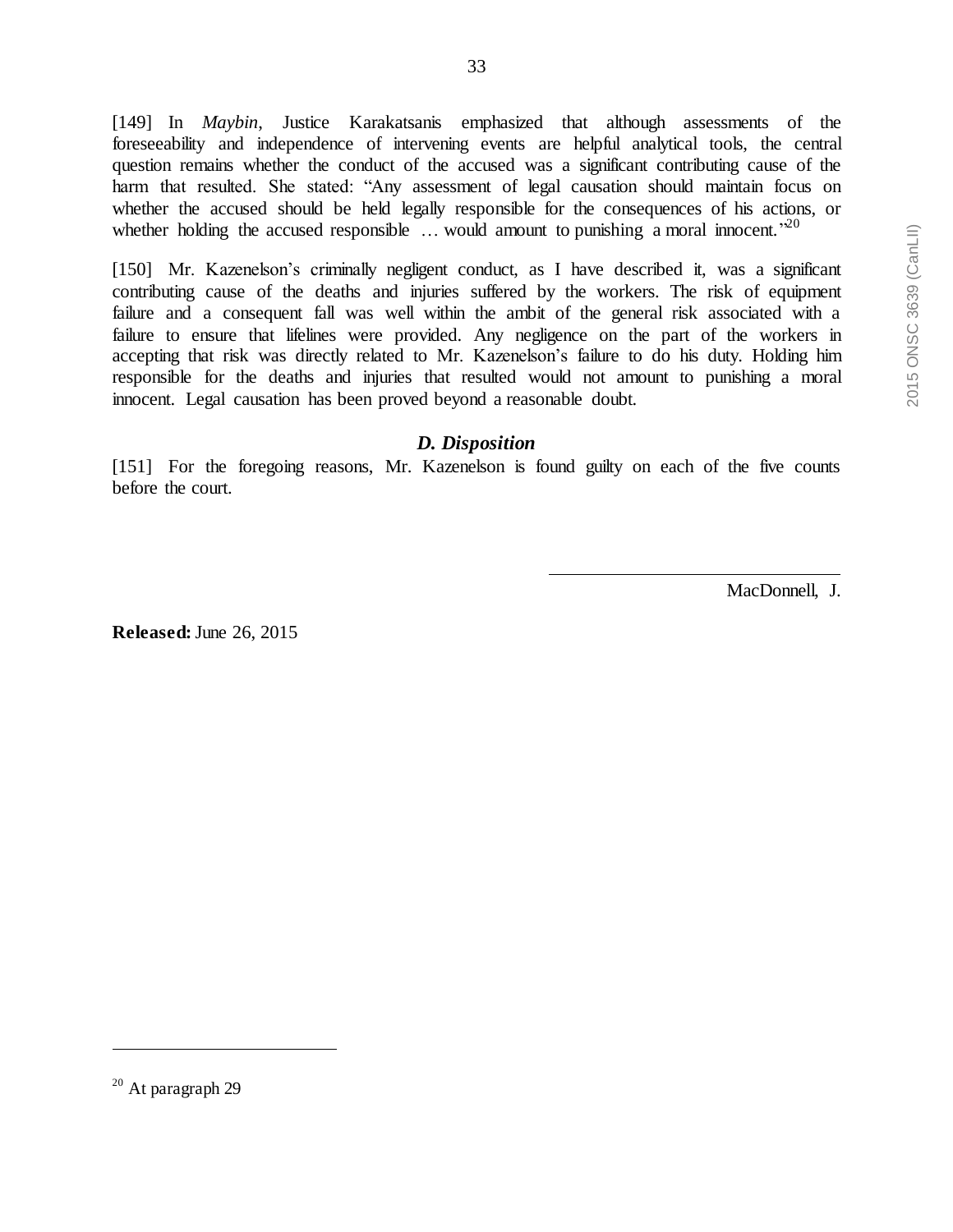[149] In *Maybin*, Justice Karakatsanis emphasized that although assessments of the foreseeability and independence of intervening events are helpful analytical tools, the central question remains whether the conduct of the accused was a significant contributing cause of the harm that resulted. She stated: "Any assessment of legal causation should maintain focus on whether the accused should be held legally responsible for the consequences of his actions, or whether holding the accused responsible … would amount to punishing a moral innocent."[20]

[150] Mr. Kazenelson's criminally negligent conduct, as I have described it, was a significant contributing cause of the deaths and injuries suffered by the workers. The risk of equipment failure and a consequent fall was well within the ambit of the general risk associated with a failure to ensure that lifelines were provided. Any negligence on the part of the workers in accepting that risk was directly related to Mr. Kazenelson's failure to do his duty. Holding him responsible for the deaths and injuries that resulted would not amount to punishing a moral innocent. Legal causation has been proved beyond a reasonable doubt.

### *D. Disposition*

[151] For the foregoing reasons, Mr. Kazenelson is found guilty on each of the five counts before the court.

MacDonnell, J.

**Released:** June 26, 2015

---

[20] At paragraph 29